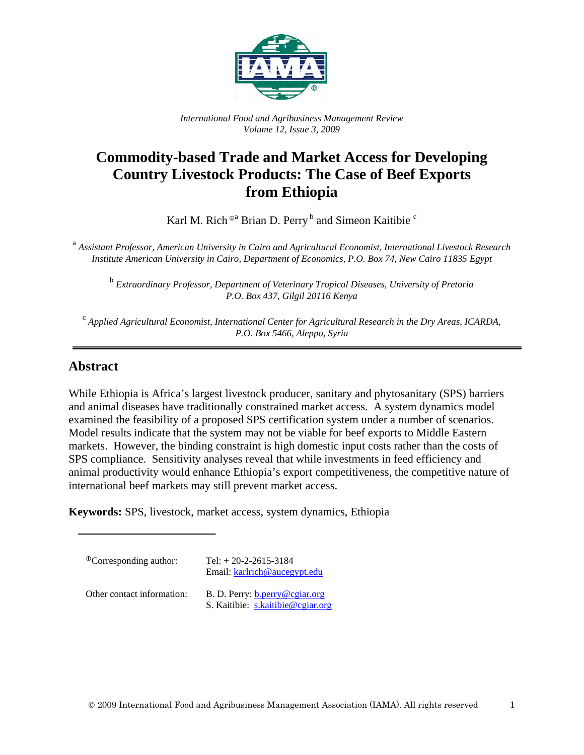*International Food and Agribusiness Management Review*
*Volume 12, Issue 3, 2009*

# Commodity-based Trade and Market Access for Developing Country Livestock Products: The Case of Beef Exports from Ethiopia

Karl M. Rich [Φa] Brian D. Perry [b] and Simeon Kaitibie [c]

[a] *Assistant Professor, American University in Cairo and Agricultural Economist, International Livestock Research Institute American University in Cairo, Department of Economics, P.O. Box 74, New Cairo 11835 Egypt*

[b] *Extraordinary Professor, Department of Veterinary Tropical Diseases, University of Pretoria P.O. Box 437, Gilgil 20116 Kenya*

[c] *Applied Agricultural Economist, International Center for Agricultural Research in the Dry Areas, ICARDA, P.O. Box 5466, Aleppo, Syria*

## Abstract

While Ethiopia is Africa's largest livestock producer, sanitary and phytosanitary (SPS) barriers and animal diseases have traditionally constrained market access. A system dynamics model examined the feasibility of a proposed SPS certification system under a number of scenarios. Model results indicate that the system may not be viable for beef exports to Middle Eastern markets. However, the binding constraint is high domestic input costs rather than the costs of SPS compliance. Sensitivity analyses reveal that while investments in feed efficiency and animal productivity would enhance Ethiopia's export competitiveness, the competitive nature of international beef markets may still prevent market access.

**Keywords:** SPS, livestock, market access, system dynamics, Ethiopia

[Φ]Corresponding author: Tel: + 20-2-2615-3184
Email: karlrich@aucegypt.edu

Other contact information: B. D. Perry: b.perry@cgiar.org
S. Kaitibie: s.kaitibie@cgiar.org

© 2009 International Food and Agribusiness Management Association (IAMA). All rights reserved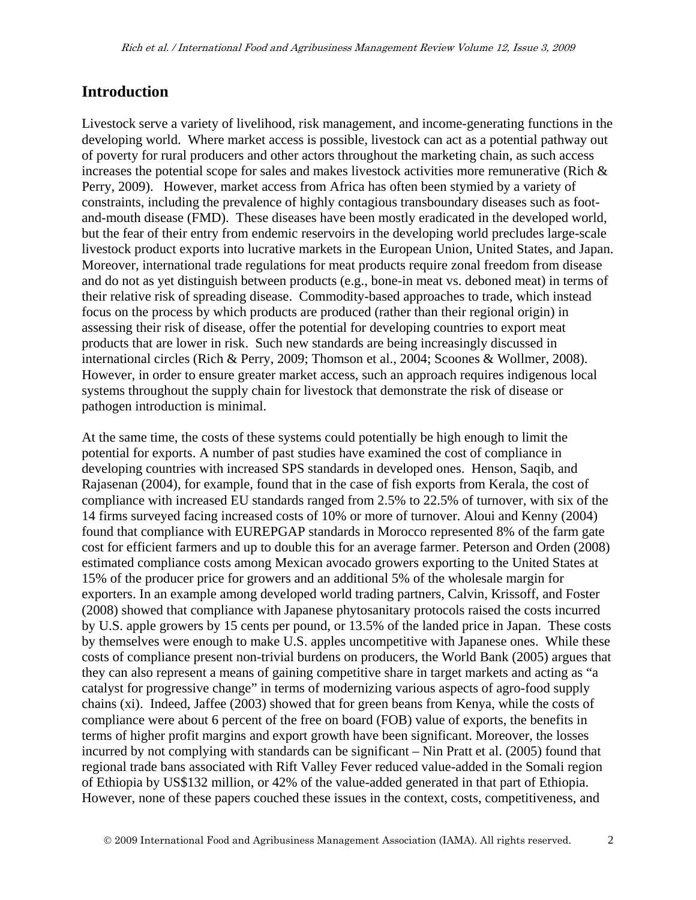## Introduction

Livestock serve a variety of livelihood, risk management, and income-generating functions in the developing world. Where market access is possible, livestock can act as a potential pathway out of poverty for rural producers and other actors throughout the marketing chain, as such access increases the potential scope for sales and makes livestock activities more remunerative (Rich & Perry, 2009). However, market access from Africa has often been stymied by a variety of constraints, including the prevalence of highly contagious transboundary diseases such as foot-and-mouth disease (FMD). These diseases have been mostly eradicated in the developed world, but the fear of their entry from endemic reservoirs in the developing world precludes large-scale livestock product exports into lucrative markets in the European Union, United States, and Japan. Moreover, international trade regulations for meat products require zonal freedom from disease and do not as yet distinguish between products (e.g., bone-in meat vs. deboned meat) in terms of their relative risk of spreading disease. Commodity-based approaches to trade, which instead focus on the process by which products are produced (rather than their regional origin) in assessing their risk of disease, offer the potential for developing countries to export meat products that are lower in risk. Such new standards are being increasingly discussed in international circles (Rich & Perry, 2009; Thomson et al., 2004; Scoones & Wollmer, 2008). However, in order to ensure greater market access, such an approach requires indigenous local systems throughout the supply chain for livestock that demonstrate the risk of disease or pathogen introduction is minimal.

At the same time, the costs of these systems could potentially be high enough to limit the potential for exports. A number of past studies have examined the cost of compliance in developing countries with increased SPS standards in developed ones. Henson, Saqib, and Rajasenan (2004), for example, found that in the case of fish exports from Kerala, the cost of compliance with increased EU standards ranged from 2.5% to 22.5% of turnover, with six of the 14 firms surveyed facing increased costs of 10% or more of turnover. Aloui and Kenny (2004) found that compliance with EUREPGAP standards in Morocco represented 8% of the farm gate cost for efficient farmers and up to double this for an average farmer. Peterson and Orden (2008) estimated compliance costs among Mexican avocado growers exporting to the United States at 15% of the producer price for growers and an additional 5% of the wholesale margin for exporters. In an example among developed world trading partners, Calvin, Krissoff, and Foster (2008) showed that compliance with Japanese phytosanitary protocols raised the costs incurred by U.S. apple growers by 15 cents per pound, or 13.5% of the landed price in Japan. These costs by themselves were enough to make U.S. apples uncompetitive with Japanese ones. While these costs of compliance present non-trivial burdens on producers, the World Bank (2005) argues that they can also represent a means of gaining competitive share in target markets and acting as "a catalyst for progressive change" in terms of modernizing various aspects of agro-food supply chains (xi). Indeed, Jaffee (2003) showed that for green beans from Kenya, while the costs of compliance were about 6 percent of the free on board (FOB) value of exports, the benefits in terms of higher profit margins and export growth have been significant. Moreover, the losses incurred by not complying with standards can be significant – Nin Pratt et al. (2005) found that regional trade bans associated with Rift Valley Fever reduced value-added in the Somali region of Ethiopia by US$132 million, or 42% of the value-added generated in that part of Ethiopia. However, none of these papers couched these issues in the context, costs, competitiveness, and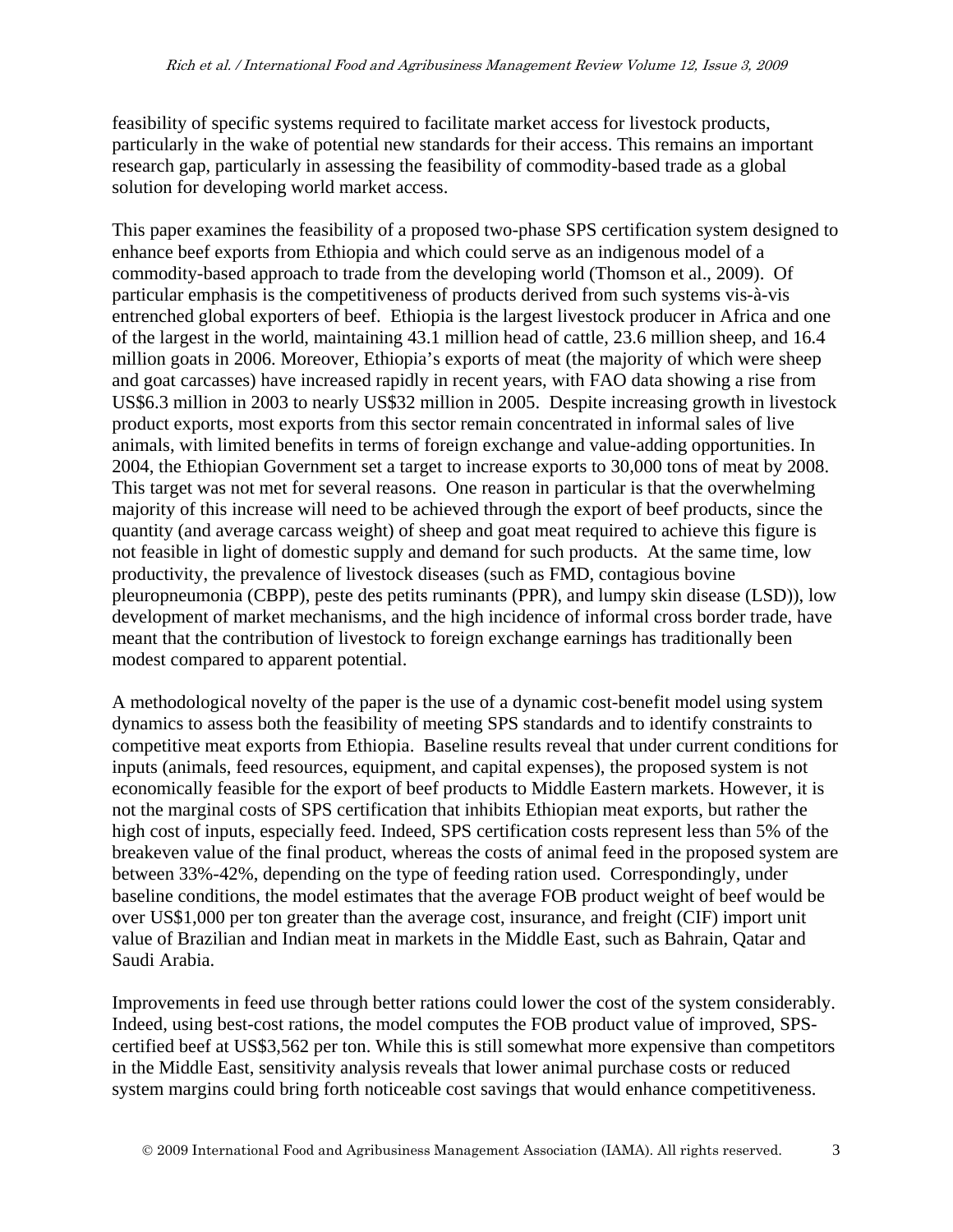feasibility of specific systems required to facilitate market access for livestock products, particularly in the wake of potential new standards for their access. This remains an important research gap, particularly in assessing the feasibility of commodity-based trade as a global solution for developing world market access.

This paper examines the feasibility of a proposed two-phase SPS certification system designed to enhance beef exports from Ethiopia and which could serve as an indigenous model of a commodity-based approach to trade from the developing world (Thomson et al., 2009). Of particular emphasis is the competitiveness of products derived from such systems vis-à-vis entrenched global exporters of beef. Ethiopia is the largest livestock producer in Africa and one of the largest in the world, maintaining 43.1 million head of cattle, 23.6 million sheep, and 16.4 million goats in 2006. Moreover, Ethiopia's exports of meat (the majority of which were sheep and goat carcasses) have increased rapidly in recent years, with FAO data showing a rise from US$6.3 million in 2003 to nearly US$32 million in 2005. Despite increasing growth in livestock product exports, most exports from this sector remain concentrated in informal sales of live animals, with limited benefits in terms of foreign exchange and value-adding opportunities. In 2004, the Ethiopian Government set a target to increase exports to 30,000 tons of meat by 2008. This target was not met for several reasons. One reason in particular is that the overwhelming majority of this increase will need to be achieved through the export of beef products, since the quantity (and average carcass weight) of sheep and goat meat required to achieve this figure is not feasible in light of domestic supply and demand for such products. At the same time, low productivity, the prevalence of livestock diseases (such as FMD, contagious bovine pleuropneumonia (CBPP), peste des petits ruminants (PPR), and lumpy skin disease (LSD)), low development of market mechanisms, and the high incidence of informal cross border trade, have meant that the contribution of livestock to foreign exchange earnings has traditionally been modest compared to apparent potential.

A methodological novelty of the paper is the use of a dynamic cost-benefit model using system dynamics to assess both the feasibility of meeting SPS standards and to identify constraints to competitive meat exports from Ethiopia. Baseline results reveal that under current conditions for inputs (animals, feed resources, equipment, and capital expenses), the proposed system is not economically feasible for the export of beef products to Middle Eastern markets. However, it is not the marginal costs of SPS certification that inhibits Ethiopian meat exports, but rather the high cost of inputs, especially feed. Indeed, SPS certification costs represent less than 5% of the breakeven value of the final product, whereas the costs of animal feed in the proposed system are between 33%-42%, depending on the type of feeding ration used. Correspondingly, under baseline conditions, the model estimates that the average FOB product weight of beef would be over US$1,000 per ton greater than the average cost, insurance, and freight (CIF) import unit value of Brazilian and Indian meat in markets in the Middle East, such as Bahrain, Qatar and Saudi Arabia.

Improvements in feed use through better rations could lower the cost of the system considerably. Indeed, using best-cost rations, the model computes the FOB product value of improved, SPS-certified beef at US$3,562 per ton. While this is still somewhat more expensive than competitors in the Middle East, sensitivity analysis reveals that lower animal purchase costs or reduced system margins could bring forth noticeable cost savings that would enhance competitiveness.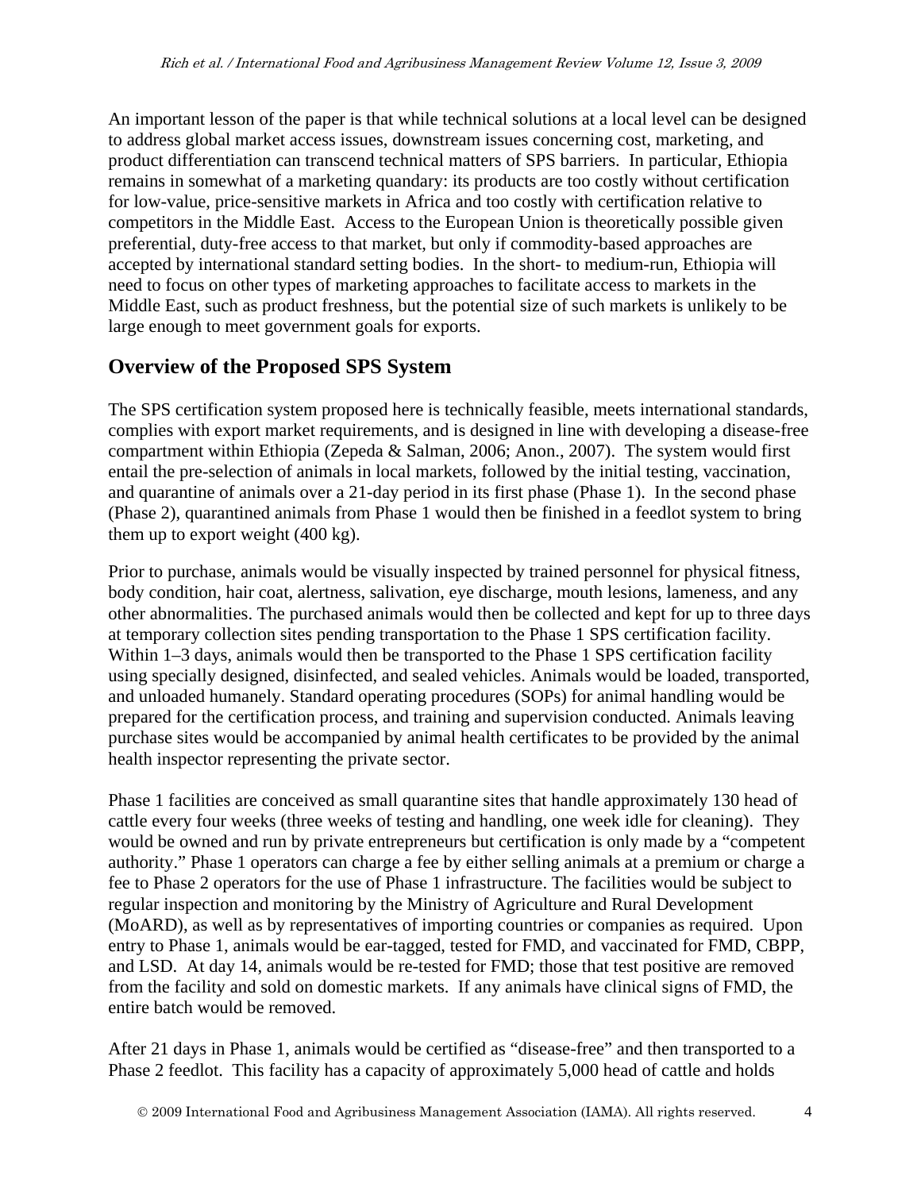An important lesson of the paper is that while technical solutions at a local level can be designed to address global market access issues, downstream issues concerning cost, marketing, and product differentiation can transcend technical matters of SPS barriers. In particular, Ethiopia remains in somewhat of a marketing quandary: its products are too costly without certification for low-value, price-sensitive markets in Africa and too costly with certification relative to competitors in the Middle East. Access to the European Union is theoretically possible given preferential, duty-free access to that market, but only if commodity-based approaches are accepted by international standard setting bodies. In the short- to medium-run, Ethiopia will need to focus on other types of marketing approaches to facilitate access to markets in the Middle East, such as product freshness, but the potential size of such markets is unlikely to be large enough to meet government goals for exports.

## Overview of the Proposed SPS System

The SPS certification system proposed here is technically feasible, meets international standards, complies with export market requirements, and is designed in line with developing a disease-free compartment within Ethiopia (Zepeda & Salman, 2006; Anon., 2007). The system would first entail the pre-selection of animals in local markets, followed by the initial testing, vaccination, and quarantine of animals over a 21-day period in its first phase (Phase 1). In the second phase (Phase 2), quarantined animals from Phase 1 would then be finished in a feedlot system to bring them up to export weight (400 kg).

Prior to purchase, animals would be visually inspected by trained personnel for physical fitness, body condition, hair coat, alertness, salivation, eye discharge, mouth lesions, lameness, and any other abnormalities. The purchased animals would then be collected and kept for up to three days at temporary collection sites pending transportation to the Phase 1 SPS certification facility. Within 1–3 days, animals would then be transported to the Phase 1 SPS certification facility using specially designed, disinfected, and sealed vehicles. Animals would be loaded, transported, and unloaded humanely. Standard operating procedures (SOPs) for animal handling would be prepared for the certification process, and training and supervision conducted. Animals leaving purchase sites would be accompanied by animal health certificates to be provided by the animal health inspector representing the private sector.

Phase 1 facilities are conceived as small quarantine sites that handle approximately 130 head of cattle every four weeks (three weeks of testing and handling, one week idle for cleaning). They would be owned and run by private entrepreneurs but certification is only made by a "competent authority." Phase 1 operators can charge a fee by either selling animals at a premium or charge a fee to Phase 2 operators for the use of Phase 1 infrastructure. The facilities would be subject to regular inspection and monitoring by the Ministry of Agriculture and Rural Development (MoARD), as well as by representatives of importing countries or companies as required. Upon entry to Phase 1, animals would be ear-tagged, tested for FMD, and vaccinated for FMD, CBPP, and LSD. At day 14, animals would be re-tested for FMD; those that test positive are removed from the facility and sold on domestic markets. If any animals have clinical signs of FMD, the entire batch would be removed.

After 21 days in Phase 1, animals would be certified as "disease-free" and then transported to a Phase 2 feedlot. This facility has a capacity of approximately 5,000 head of cattle and holds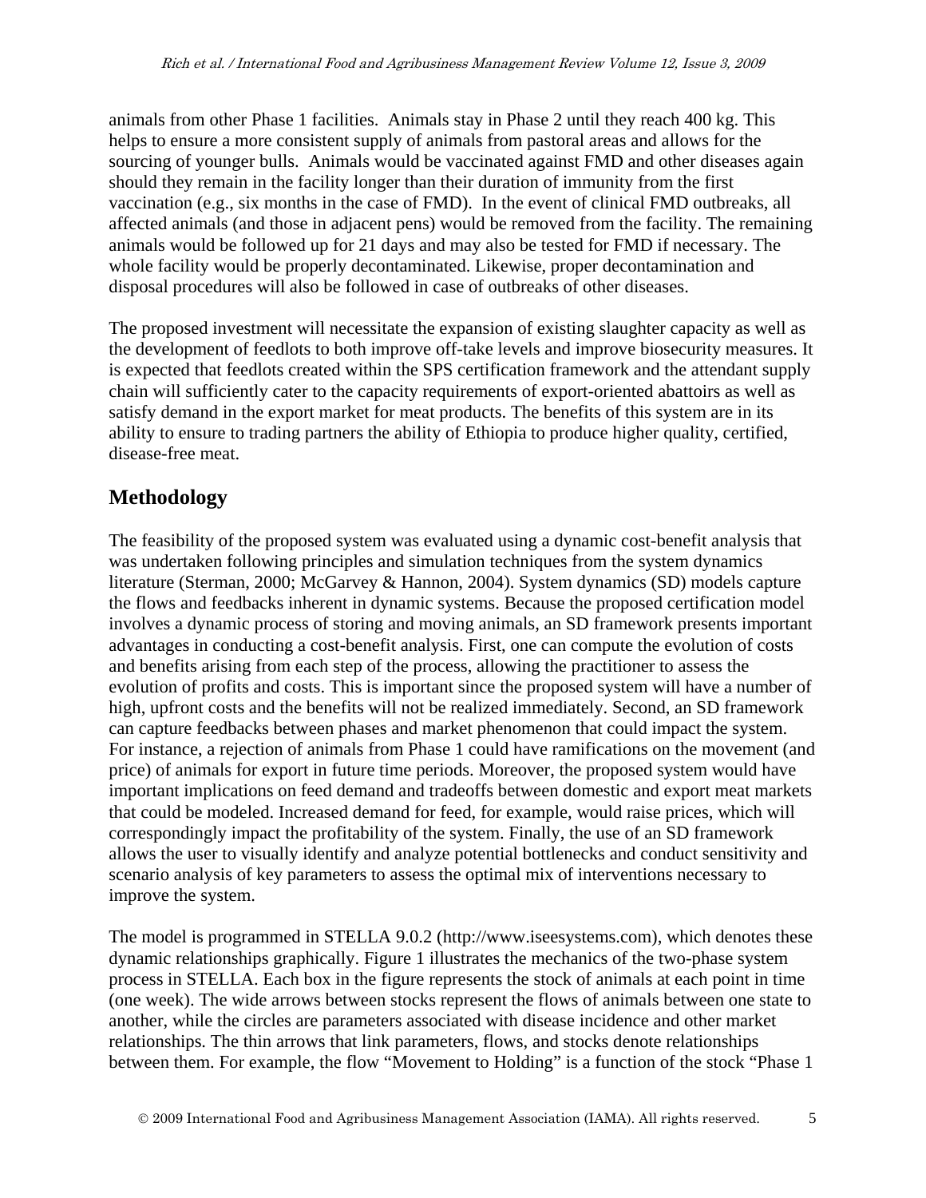animals from other Phase 1 facilities. Animals stay in Phase 2 until they reach 400 kg. This helps to ensure a more consistent supply of animals from pastoral areas and allows for the sourcing of younger bulls. Animals would be vaccinated against FMD and other diseases again should they remain in the facility longer than their duration of immunity from the first vaccination (e.g., six months in the case of FMD). In the event of clinical FMD outbreaks, all affected animals (and those in adjacent pens) would be removed from the facility. The remaining animals would be followed up for 21 days and may also be tested for FMD if necessary. The whole facility would be properly decontaminated. Likewise, proper decontamination and disposal procedures will also be followed in case of outbreaks of other diseases.

The proposed investment will necessitate the expansion of existing slaughter capacity as well as the development of feedlots to both improve off-take levels and improve biosecurity measures. It is expected that feedlots created within the SPS certification framework and the attendant supply chain will sufficiently cater to the capacity requirements of export-oriented abattoirs as well as satisfy demand in the export market for meat products. The benefits of this system are in its ability to ensure to trading partners the ability of Ethiopia to produce higher quality, certified, disease-free meat.

## Methodology

The feasibility of the proposed system was evaluated using a dynamic cost-benefit analysis that was undertaken following principles and simulation techniques from the system dynamics literature (Sterman, 2000; McGarvey & Hannon, 2004). System dynamics (SD) models capture the flows and feedbacks inherent in dynamic systems. Because the proposed certification model involves a dynamic process of storing and moving animals, an SD framework presents important advantages in conducting a cost-benefit analysis. First, one can compute the evolution of costs and benefits arising from each step of the process, allowing the practitioner to assess the evolution of profits and costs. This is important since the proposed system will have a number of high, upfront costs and the benefits will not be realized immediately. Second, an SD framework can capture feedbacks between phases and market phenomenon that could impact the system. For instance, a rejection of animals from Phase 1 could have ramifications on the movement (and price) of animals for export in future time periods. Moreover, the proposed system would have important implications on feed demand and tradeoffs between domestic and export meat markets that could be modeled. Increased demand for feed, for example, would raise prices, which will correspondingly impact the profitability of the system. Finally, the use of an SD framework allows the user to visually identify and analyze potential bottlenecks and conduct sensitivity and scenario analysis of key parameters to assess the optimal mix of interventions necessary to improve the system.

The model is programmed in STELLA 9.0.2 (http://www.iseesystems.com), which denotes these dynamic relationships graphically. Figure 1 illustrates the mechanics of the two-phase system process in STELLA. Each box in the figure represents the stock of animals at each point in time (one week). The wide arrows between stocks represent the flows of animals between one state to another, while the circles are parameters associated with disease incidence and other market relationships. The thin arrows that link parameters, flows, and stocks denote relationships between them. For example, the flow "Movement to Holding" is a function of the stock "Phase 1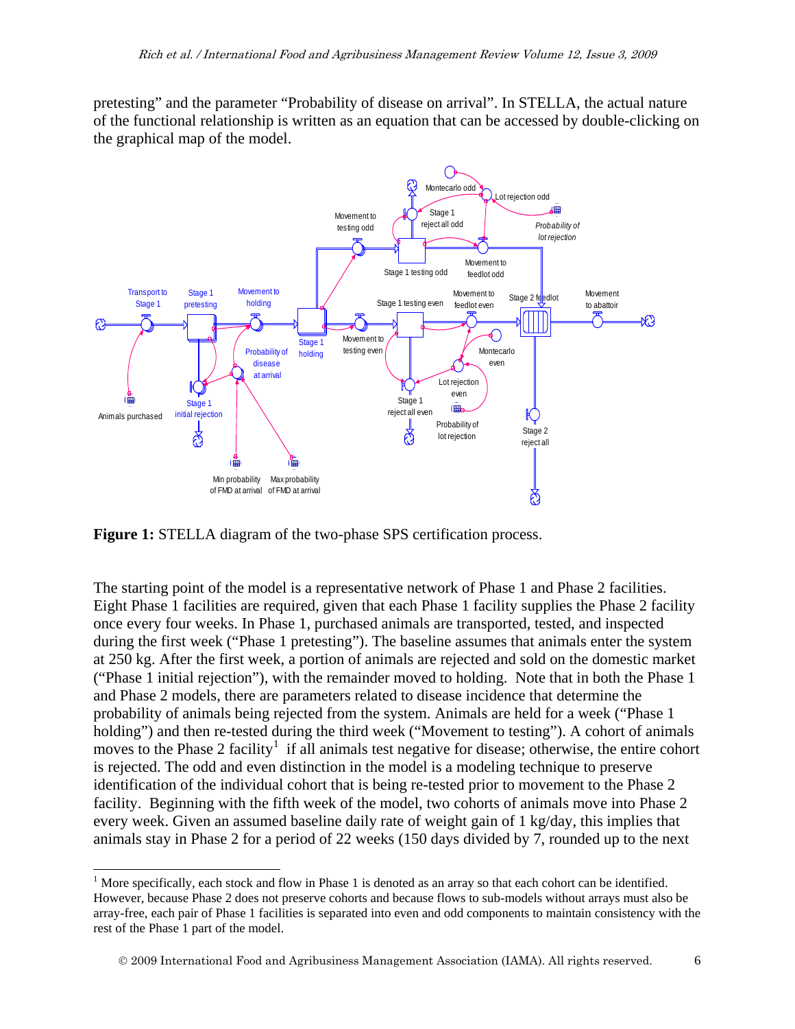pretesting" and the parameter "Probability of disease on arrival". In STELLA, the actual nature of the functional relationship is written as an equation that can be accessed by double-clicking on the graphical map of the model.

**Figure 1:** STELLA diagram of the two-phase SPS certification process.

The starting point of the model is a representative network of Phase 1 and Phase 2 facilities. Eight Phase 1 facilities are required, given that each Phase 1 facility supplies the Phase 2 facility once every four weeks. In Phase 1, purchased animals are transported, tested, and inspected during the first week ("Phase 1 pretesting"). The baseline assumes that animals enter the system at 250 kg. After the first week, a portion of animals are rejected and sold on the domestic market ("Phase 1 initial rejection"), with the remainder moved to holding. Note that in both the Phase 1 and Phase 2 models, there are parameters related to disease incidence that determine the probability of animals being rejected from the system. Animals are held for a week ("Phase 1 holding") and then re-tested during the third week ("Movement to testing"). A cohort of animals moves to the Phase 2 facility[1] if all animals test negative for disease; otherwise, the entire cohort is rejected. The odd and even distinction in the model is a modeling technique to preserve identification of the individual cohort that is being re-tested prior to movement to the Phase 2 facility. Beginning with the fifth week of the model, two cohorts of animals move into Phase 2 every week. Given an assumed baseline daily rate of weight gain of 1 kg/day, this implies that animals stay in Phase 2 for a period of 22 weeks (150 days divided by 7, rounded up to the next

---

[1] More specifically, each stock and flow in Phase 1 is denoted as an array so that each cohort can be identified. However, because Phase 2 does not preserve cohorts and because flows to sub-models without arrays must also be array-free, each pair of Phase 1 facilities is separated into even and odd components to maintain consistency with the rest of the Phase 1 part of the model.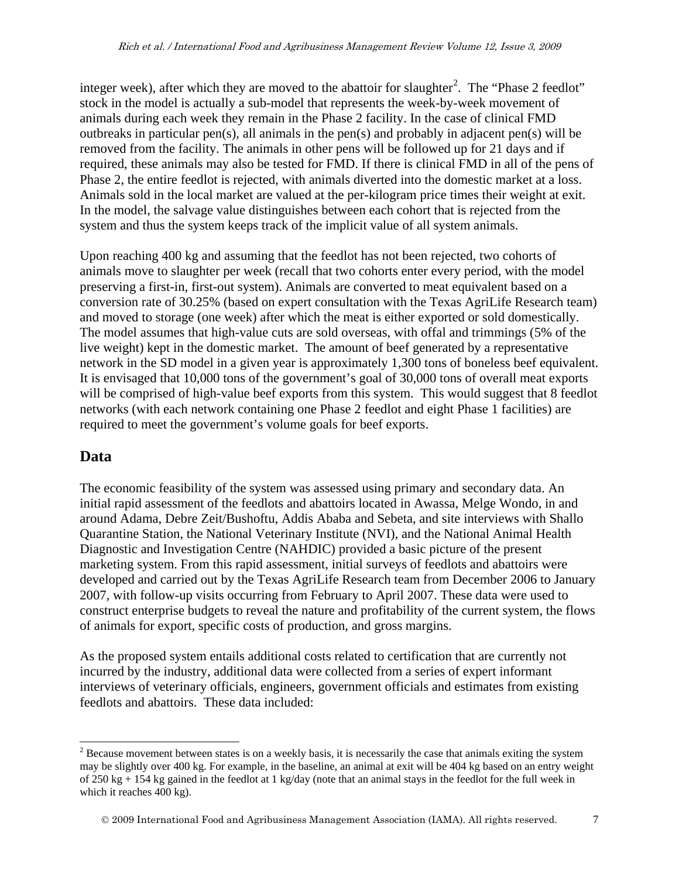integer week), after which they are moved to the abattoir for slaughter[2]. The "Phase 2 feedlot" stock in the model is actually a sub-model that represents the week-by-week movement of animals during each week they remain in the Phase 2 facility. In the case of clinical FMD outbreaks in particular pen(s), all animals in the pen(s) and probably in adjacent pen(s) will be removed from the facility. The animals in other pens will be followed up for 21 days and if required, these animals may also be tested for FMD. If there is clinical FMD in all of the pens of Phase 2, the entire feedlot is rejected, with animals diverted into the domestic market at a loss. Animals sold in the local market are valued at the per-kilogram price times their weight at exit. In the model, the salvage value distinguishes between each cohort that is rejected from the system and thus the system keeps track of the implicit value of all system animals.

Upon reaching 400 kg and assuming that the feedlot has not been rejected, two cohorts of animals move to slaughter per week (recall that two cohorts enter every period, with the model preserving a first-in, first-out system). Animals are converted to meat equivalent based on a conversion rate of 30.25% (based on expert consultation with the Texas AgriLife Research team) and moved to storage (one week) after which the meat is either exported or sold domestically. The model assumes that high-value cuts are sold overseas, with offal and trimmings (5% of the live weight) kept in the domestic market. The amount of beef generated by a representative network in the SD model in a given year is approximately 1,300 tons of boneless beef equivalent. It is envisaged that 10,000 tons of the government's goal of 30,000 tons of overall meat exports will be comprised of high-value beef exports from this system. This would suggest that 8 feedlot networks (with each network containing one Phase 2 feedlot and eight Phase 1 facilities) are required to meet the government's volume goals for beef exports.

## Data

The economic feasibility of the system was assessed using primary and secondary data. An initial rapid assessment of the feedlots and abattoirs located in Awassa, Melge Wondo, in and around Adama, Debre Zeit/Bushoftu, Addis Ababa and Sebeta, and site interviews with Shallo Quarantine Station, the National Veterinary Institute (NVI), and the National Animal Health Diagnostic and Investigation Centre (NAHDIC) provided a basic picture of the present marketing system. From this rapid assessment, initial surveys of feedlots and abattoirs were developed and carried out by the Texas AgriLife Research team from December 2006 to January 2007, with follow-up visits occurring from February to April 2007. These data were used to construct enterprise budgets to reveal the nature and profitability of the current system, the flows of animals for export, specific costs of production, and gross margins.

As the proposed system entails additional costs related to certification that are currently not incurred by the industry, additional data were collected from a series of expert informant interviews of veterinary officials, engineers, government officials and estimates from existing feedlots and abattoirs. These data included:

---

[2] Because movement between states is on a weekly basis, it is necessarily the case that animals exiting the system may be slightly over 400 kg. For example, in the baseline, an animal at exit will be 404 kg based on an entry weight of 250 kg + 154 kg gained in the feedlot at 1 kg/day (note that an animal stays in the feedlot for the full week in which it reaches 400 kg).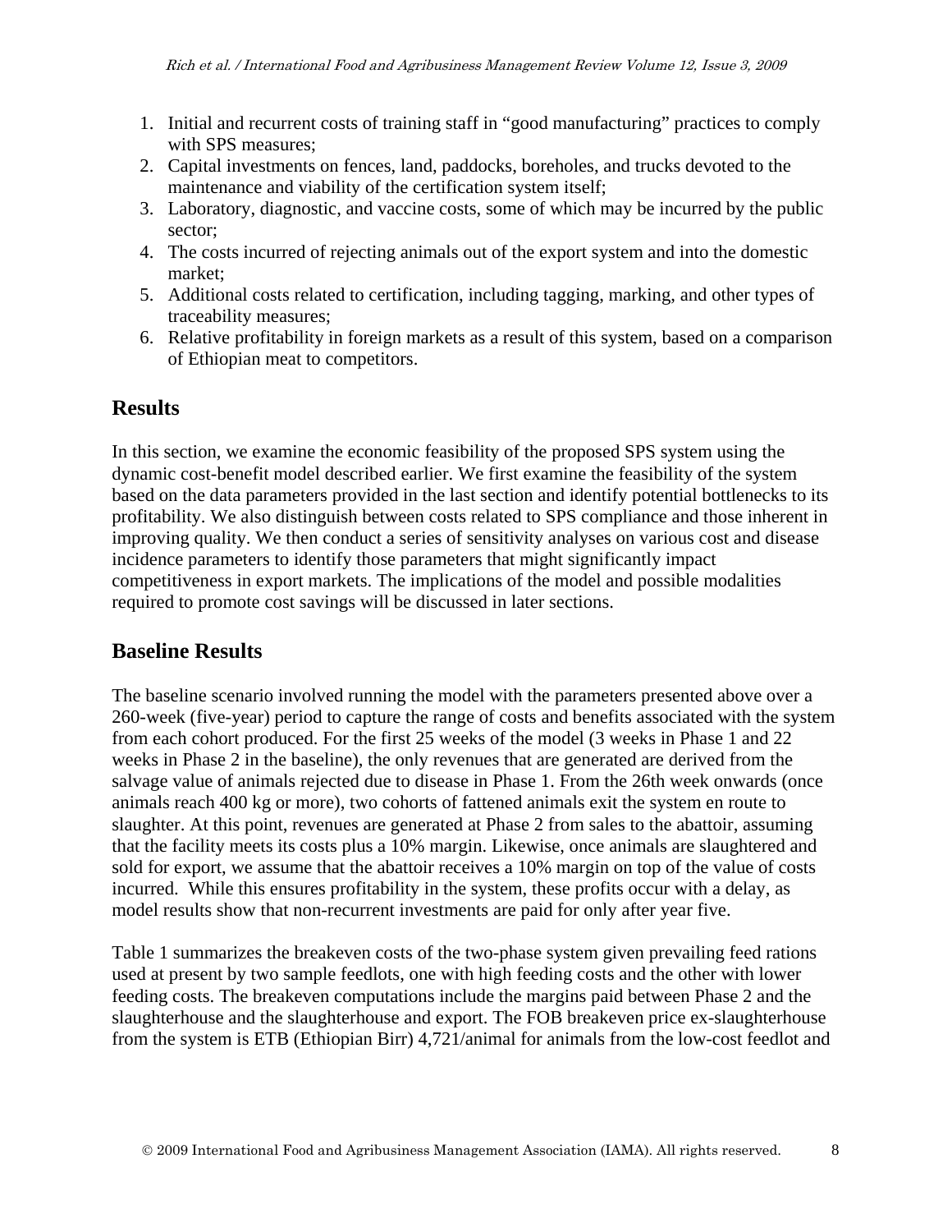1. Initial and recurrent costs of training staff in "good manufacturing" practices to comply with SPS measures;
2. Capital investments on fences, land, paddocks, boreholes, and trucks devoted to the maintenance and viability of the certification system itself;
3. Laboratory, diagnostic, and vaccine costs, some of which may be incurred by the public sector;
4. The costs incurred of rejecting animals out of the export system and into the domestic market;
5. Additional costs related to certification, including tagging, marking, and other types of traceability measures;
6. Relative profitability in foreign markets as a result of this system, based on a comparison of Ethiopian meat to competitors.

## Results

In this section, we examine the economic feasibility of the proposed SPS system using the dynamic cost-benefit model described earlier. We first examine the feasibility of the system based on the data parameters provided in the last section and identify potential bottlenecks to its profitability. We also distinguish between costs related to SPS compliance and those inherent in improving quality. We then conduct a series of sensitivity analyses on various cost and disease incidence parameters to identify those parameters that might significantly impact competitiveness in export markets. The implications of the model and possible modalities required to promote cost savings will be discussed in later sections.

## Baseline Results

The baseline scenario involved running the model with the parameters presented above over a 260-week (five-year) period to capture the range of costs and benefits associated with the system from each cohort produced. For the first 25 weeks of the model (3 weeks in Phase 1 and 22 weeks in Phase 2 in the baseline), the only revenues that are generated are derived from the salvage value of animals rejected due to disease in Phase 1. From the 26th week onwards (once animals reach 400 kg or more), two cohorts of fattened animals exit the system en route to slaughter. At this point, revenues are generated at Phase 2 from sales to the abattoir, assuming that the facility meets its costs plus a 10% margin. Likewise, once animals are slaughtered and sold for export, we assume that the abattoir receives a 10% margin on top of the value of costs incurred. While this ensures profitability in the system, these profits occur with a delay, as model results show that non-recurrent investments are paid for only after year five.

Table 1 summarizes the breakeven costs of the two-phase system given prevailing feed rations used at present by two sample feedlots, one with high feeding costs and the other with lower feeding costs. The breakeven computations include the margins paid between Phase 2 and the slaughterhouse and the slaughterhouse and export. The FOB breakeven price ex-slaughterhouse from the system is ETB (Ethiopian Birr) 4,721/animal for animals from the low-cost feedlot and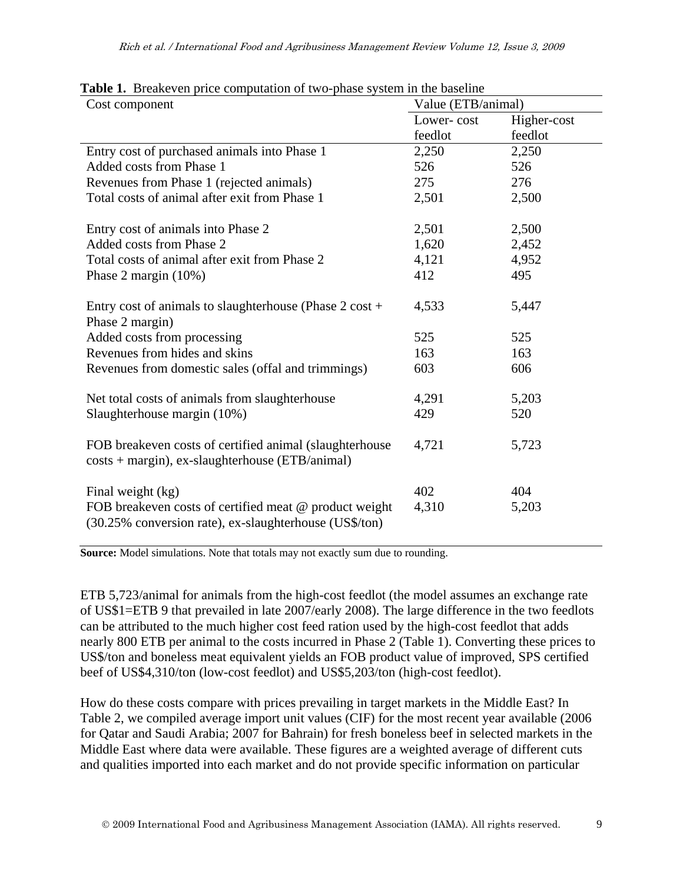**Table 1.** Breakeven price computation of two-phase system in the baseline

| Cost component | Value (ETB/animal) | |
|---|---|---|
| | Lower- cost feedlot | Higher-cost feedlot |
| Entry cost of purchased animals into Phase 1 | 2,250 | 2,250 |
| Added costs from Phase 1 | 526 | 526 |
| Revenues from Phase 1 (rejected animals) | 275 | 276 |
| Total costs of animal after exit from Phase 1 | 2,501 | 2,500 |
| Entry cost of animals into Phase 2 | 2,501 | 2,500 |
| Added costs from Phase 2 | 1,620 | 2,452 |
| Total costs of animal after exit from Phase 2 | 4,121 | 4,952 |
| Phase 2 margin (10%) | 412 | 495 |
| Entry cost of animals to slaughterhouse (Phase 2 cost + Phase 2 margin) | 4,533 | 5,447 |
| Added costs from processing | 525 | 525 |
| Revenues from hides and skins | 163 | 163 |
| Revenues from domestic sales (offal and trimmings) | 603 | 606 |
| Net total costs of animals from slaughterhouse | 4,291 | 5,203 |
| Slaughterhouse margin (10%) | 429 | 520 |
| FOB breakeven costs of certified animal (slaughterhouse costs + margin), ex-slaughterhouse (ETB/animal) | 4,721 | 5,723 |
| Final weight (kg) | 402 | 404 |
| FOB breakeven costs of certified meat @ product weight (30.25% conversion rate), ex-slaughterhouse (US$/ton) | 4,310 | 5,203 |

**Source:** Model simulations. Note that totals may not exactly sum due to rounding.

ETB 5,723/animal for animals from the high-cost feedlot (the model assumes an exchange rate of US$1=ETB 9 that prevailed in late 2007/early 2008). The large difference in the two feedlots can be attributed to the much higher cost feed ration used by the high-cost feedlot that adds nearly 800 ETB per animal to the costs incurred in Phase 2 (Table 1). Converting these prices to US$/ton and boneless meat equivalent yields an FOB product value of improved, SPS certified beef of US$4,310/ton (low-cost feedlot) and US$5,203/ton (high-cost feedlot).

How do these costs compare with prices prevailing in target markets in the Middle East? In Table 2, we compiled average import unit values (CIF) for the most recent year available (2006 for Qatar and Saudi Arabia; 2007 for Bahrain) for fresh boneless beef in selected markets in the Middle East where data were available. These figures are a weighted average of different cuts and qualities imported into each market and do not provide specific information on particular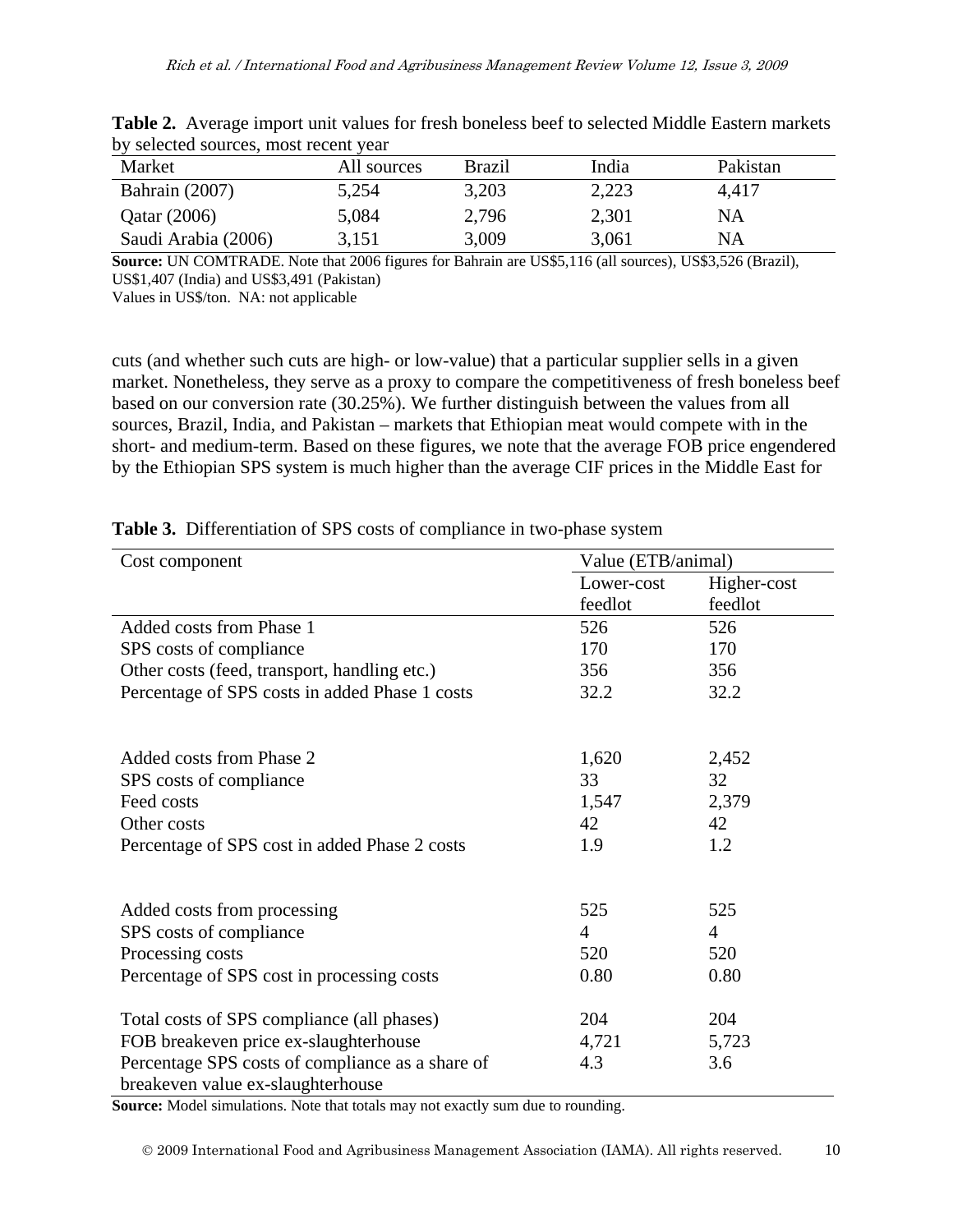**Table 2.** Average import unit values for fresh boneless beef to selected Middle Eastern markets by selected sources, most recent year

| Market | All sources | Brazil | India | Pakistan |
|---|---|---|---|---|
| Bahrain (2007) | 5,254 | 3,203 | 2,223 | 4,417 |
| Qatar (2006) | 5,084 | 2,796 | 2,301 | NA |
| Saudi Arabia (2006) | 3,151 | 3,009 | 3,061 | NA |

**Source:** UN COMTRADE. Note that 2006 figures for Bahrain are US$5,116 (all sources), US$3,526 (Brazil), US$1,407 (India) and US$3,491 (Pakistan)
Values in US$/ton. NA: not applicable

cuts (and whether such cuts are high- or low-value) that a particular supplier sells in a given market. Nonetheless, they serve as a proxy to compare the competitiveness of fresh boneless beef based on our conversion rate (30.25%). We further distinguish between the values from all sources, Brazil, India, and Pakistan – markets that Ethiopian meat would compete with in the short- and medium-term. Based on these figures, we note that the average FOB price engendered by the Ethiopian SPS system is much higher than the average CIF prices in the Middle East for

**Table 3.** Differentiation of SPS costs of compliance in two-phase system

| Cost component | Value (ETB/animal) | |
|---|---|---|
| | Lower-cost feedlot | Higher-cost feedlot |
| Added costs from Phase 1 | 526 | 526 |
| SPS costs of compliance | 170 | 170 |
| Other costs (feed, transport, handling etc.) | 356 | 356 |
| Percentage of SPS costs in added Phase 1 costs | 32.2 | 32.2 |
| | | |
| Added costs from Phase 2 | 1,620 | 2,452 |
| SPS costs of compliance | 33 | 32 |
| Feed costs | 1,547 | 2,379 |
| Other costs | 42 | 42 |
| Percentage of SPS cost in added Phase 2 costs | 1.9 | 1.2 |
| | | |
| Added costs from processing | 525 | 525 |
| SPS costs of compliance | 4 | 4 |
| Processing costs | 520 | 520 |
| Percentage of SPS cost in processing costs | 0.80 | 0.80 |
| | | |
| Total costs of SPS compliance (all phases) | 204 | 204 |
| FOB breakeven price ex-slaughterhouse | 4,721 | 5,723 |
| Percentage SPS costs of compliance as a share of breakeven value ex-slaughterhouse | 4.3 | 3.6 |

**Source:** Model simulations. Note that totals may not exactly sum due to rounding.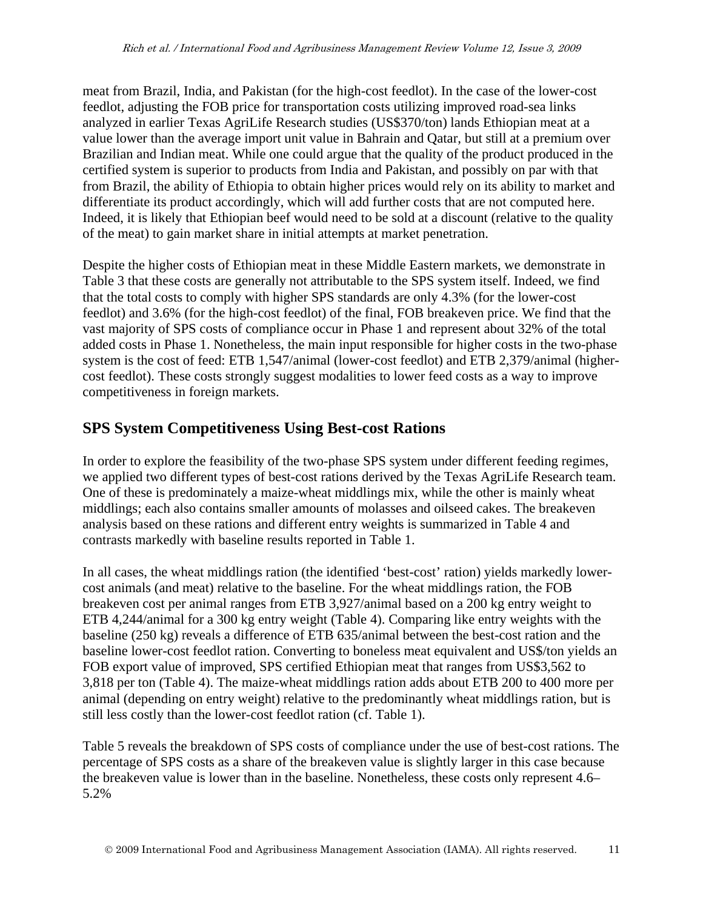meat from Brazil, India, and Pakistan (for the high-cost feedlot). In the case of the lower-cost feedlot, adjusting the FOB price for transportation costs utilizing improved road-sea links analyzed in earlier Texas AgriLife Research studies (US$370/ton) lands Ethiopian meat at a value lower than the average import unit value in Bahrain and Qatar, but still at a premium over Brazilian and Indian meat. While one could argue that the quality of the product produced in the certified system is superior to products from India and Pakistan, and possibly on par with that from Brazil, the ability of Ethiopia to obtain higher prices would rely on its ability to market and differentiate its product accordingly, which will add further costs that are not computed here. Indeed, it is likely that Ethiopian beef would need to be sold at a discount (relative to the quality of the meat) to gain market share in initial attempts at market penetration.

Despite the higher costs of Ethiopian meat in these Middle Eastern markets, we demonstrate in Table 3 that these costs are generally not attributable to the SPS system itself. Indeed, we find that the total costs to comply with higher SPS standards are only 4.3% (for the lower-cost feedlot) and 3.6% (for the high-cost feedlot) of the final, FOB breakeven price. We find that the vast majority of SPS costs of compliance occur in Phase 1 and represent about 32% of the total added costs in Phase 1. Nonetheless, the main input responsible for higher costs in the two-phase system is the cost of feed: ETB 1,547/animal (lower-cost feedlot) and ETB 2,379/animal (higher-cost feedlot). These costs strongly suggest modalities to lower feed costs as a way to improve competitiveness in foreign markets.

## SPS System Competitiveness Using Best-cost Rations

In order to explore the feasibility of the two-phase SPS system under different feeding regimes, we applied two different types of best-cost rations derived by the Texas AgriLife Research team. One of these is predominately a maize-wheat middlings mix, while the other is mainly wheat middlings; each also contains smaller amounts of molasses and oilseed cakes. The breakeven analysis based on these rations and different entry weights is summarized in Table 4 and contrasts markedly with baseline results reported in Table 1.

In all cases, the wheat middlings ration (the identified 'best-cost' ration) yields markedly lower-cost animals (and meat) relative to the baseline. For the wheat middlings ration, the FOB breakeven cost per animal ranges from ETB 3,927/animal based on a 200 kg entry weight to ETB 4,244/animal for a 300 kg entry weight (Table 4). Comparing like entry weights with the baseline (250 kg) reveals a difference of ETB 635/animal between the best-cost ration and the baseline lower-cost feedlot ration. Converting to boneless meat equivalent and US$/ton yields an FOB export value of improved, SPS certified Ethiopian meat that ranges from US$3,562 to 3,818 per ton (Table 4). The maize-wheat middlings ration adds about ETB 200 to 400 more per animal (depending on entry weight) relative to the predominantly wheat middlings ration, but is still less costly than the lower-cost feedlot ration (cf. Table 1).

Table 5 reveals the breakdown of SPS costs of compliance under the use of best-cost rations. The percentage of SPS costs as a share of the breakeven value is slightly larger in this case because the breakeven value is lower than in the baseline. Nonetheless, these costs only represent 4.6–5.2%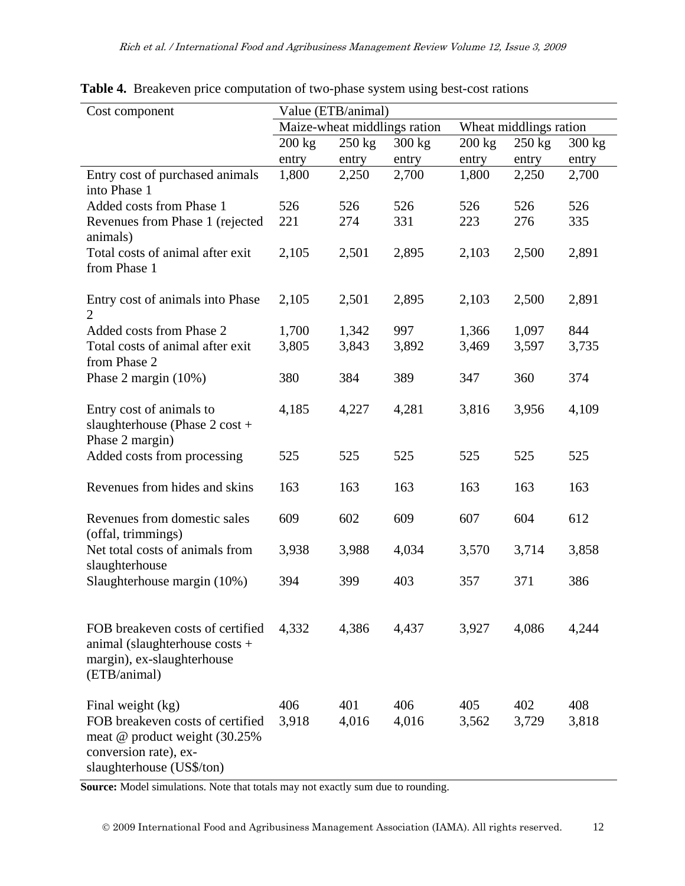**Table 4.** Breakeven price computation of two-phase system using best-cost rations

| Cost component | Value (ETB/animal) | | | | | |
|---|---|---|---|---|---|---|
| | Maize-wheat middlings ration | | | Wheat middlings ration | | |
| | 200 kg entry | 250 kg entry | 300 kg entry | 200 kg entry | 250 kg entry | 300 kg entry |
| Entry cost of purchased animals into Phase 1 | 1,800 | 2,250 | 2,700 | 1,800 | 2,250 | 2,700 |
| Added costs from Phase 1 | 526 | 526 | 526 | 526 | 526 | 526 |
| Revenues from Phase 1 (rejected animals) | 221 | 274 | 331 | 223 | 276 | 335 |
| Total costs of animal after exit from Phase 1 | 2,105 | 2,501 | 2,895 | 2,103 | 2,500 | 2,891 |
| Entry cost of animals into Phase 2 | 2,105 | 2,501 | 2,895 | 2,103 | 2,500 | 2,891 |
| Added costs from Phase 2 | 1,700 | 1,342 | 997 | 1,366 | 1,097 | 844 |
| Total costs of animal after exit from Phase 2 | 3,805 | 3,843 | 3,892 | 3,469 | 3,597 | 3,735 |
| Phase 2 margin (10%) | 380 | 384 | 389 | 347 | 360 | 374 |
| Entry cost of animals to slaughterhouse (Phase 2 cost + Phase 2 margin) | 4,185 | 4,227 | 4,281 | 3,816 | 3,956 | 4,109 |
| Added costs from processing | 525 | 525 | 525 | 525 | 525 | 525 |
| Revenues from hides and skins | 163 | 163 | 163 | 163 | 163 | 163 |
| Revenues from domestic sales (offal, trimmings) | 609 | 602 | 609 | 607 | 604 | 612 |
| Net total costs of animals from slaughterhouse | 3,938 | 3,988 | 4,034 | 3,570 | 3,714 | 3,858 |
| Slaughterhouse margin (10%) | 394 | 399 | 403 | 357 | 371 | 386 |
| FOB breakeven costs of certified animal (slaughterhouse costs + margin), ex-slaughterhouse (ETB/animal) | 4,332 | 4,386 | 4,437 | 3,927 | 4,086 | 4,244 |
| Final weight (kg) | 406 | 401 | 406 | 405 | 402 | 408 |
| FOB breakeven costs of certified meat @ product weight (30.25% conversion rate), ex-slaughterhouse (US$/ton) | 3,918 | 4,016 | 4,016 | 3,562 | 3,729 | 3,818 |

**Source:** Model simulations. Note that totals may not exactly sum due to rounding.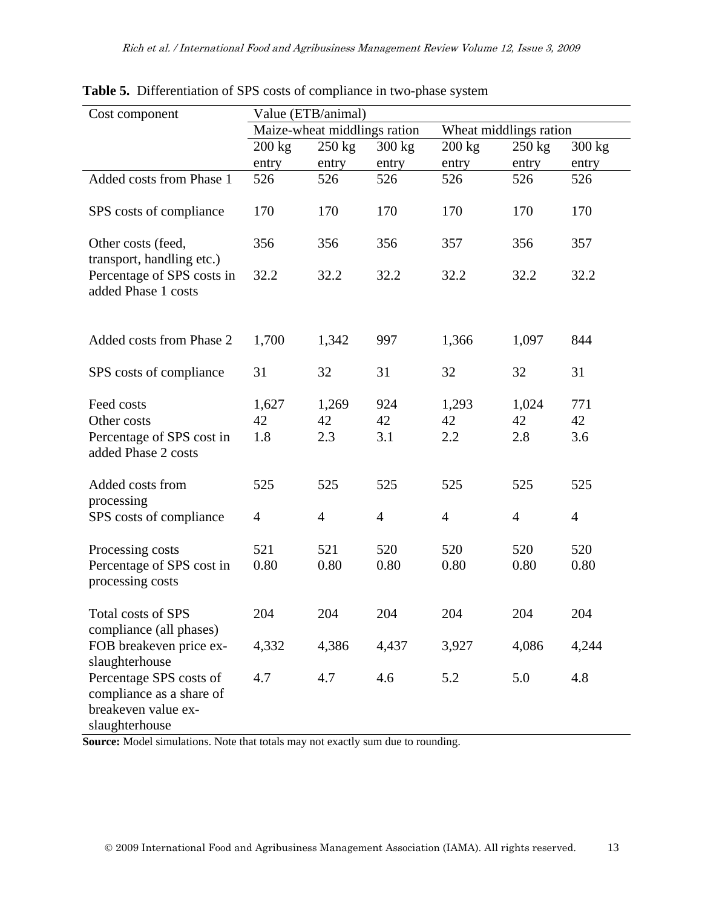**Table 5.** Differentiation of SPS costs of compliance in two-phase system

| Cost component | Value (ETB/animal) | | | | | |
|---|---|---|---|---|---|---|
| | Maize-wheat middlings ration | | | Wheat middlings ration | | |
| | 200 kg entry | 250 kg entry | 300 kg entry | 200 kg entry | 250 kg entry | 300 kg entry |
| Added costs from Phase 1 | 526 | 526 | 526 | 526 | 526 | 526 |
| SPS costs of compliance | 170 | 170 | 170 | 170 | 170 | 170 |
| Other costs (feed, transport, handling etc.) | 356 | 356 | 356 | 357 | 356 | 357 |
| Percentage of SPS costs in added Phase 1 costs | 32.2 | 32.2 | 32.2 | 32.2 | 32.2 | 32.2 |
| Added costs from Phase 2 | 1,700 | 1,342 | 997 | 1,366 | 1,097 | 844 |
| SPS costs of compliance | 31 | 32 | 31 | 32 | 32 | 31 |
| Feed costs | 1,627 | 1,269 | 924 | 1,293 | 1,024 | 771 |
| Other costs | 42 | 42 | 42 | 42 | 42 | 42 |
| Percentage of SPS cost in added Phase 2 costs | 1.8 | 2.3 | 3.1 | 2.2 | 2.8 | 3.6 |
| Added costs from processing | 525 | 525 | 525 | 525 | 525 | 525 |
| SPS costs of compliance | 4 | 4 | 4 | 4 | 4 | 4 |
| Processing costs | 521 | 521 | 520 | 520 | 520 | 520 |
| Percentage of SPS cost in processing costs | 0.80 | 0.80 | 0.80 | 0.80 | 0.80 | 0.80 |
| Total costs of SPS compliance (all phases) | 204 | 204 | 204 | 204 | 204 | 204 |
| FOB breakeven price ex-slaughterhouse | 4,332 | 4,386 | 4,437 | 3,927 | 4,086 | 4,244 |
| Percentage SPS costs of compliance as a share of breakeven value ex-slaughterhouse | 4.7 | 4.7 | 4.6 | 5.2 | 5.0 | 4.8 |

**Source:** Model simulations. Note that totals may not exactly sum due to rounding.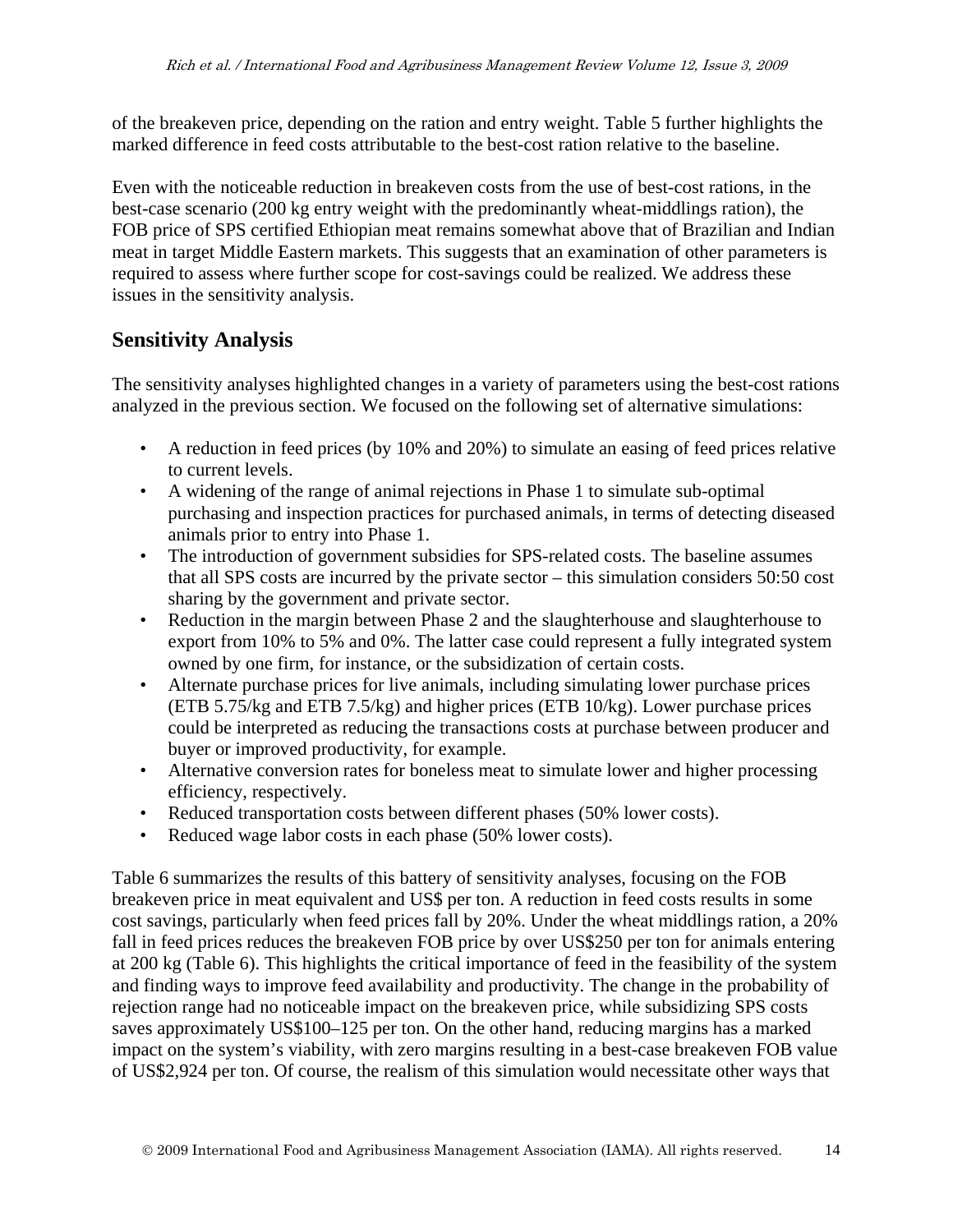of the breakeven price, depending on the ration and entry weight. Table 5 further highlights the marked difference in feed costs attributable to the best-cost ration relative to the baseline.

Even with the noticeable reduction in breakeven costs from the use of best-cost rations, in the best-case scenario (200 kg entry weight with the predominantly wheat-middlings ration), the FOB price of SPS certified Ethiopian meat remains somewhat above that of Brazilian and Indian meat in target Middle Eastern markets. This suggests that an examination of other parameters is required to assess where further scope for cost-savings could be realized. We address these issues in the sensitivity analysis.

## Sensitivity Analysis

The sensitivity analyses highlighted changes in a variety of parameters using the best-cost rations analyzed in the previous section. We focused on the following set of alternative simulations:

- A reduction in feed prices (by 10% and 20%) to simulate an easing of feed prices relative to current levels.
- A widening of the range of animal rejections in Phase 1 to simulate sub-optimal purchasing and inspection practices for purchased animals, in terms of detecting diseased animals prior to entry into Phase 1.
- The introduction of government subsidies for SPS-related costs. The baseline assumes that all SPS costs are incurred by the private sector – this simulation considers 50:50 cost sharing by the government and private sector.
- Reduction in the margin between Phase 2 and the slaughterhouse and slaughterhouse to export from 10% to 5% and 0%. The latter case could represent a fully integrated system owned by one firm, for instance, or the subsidization of certain costs.
- Alternate purchase prices for live animals, including simulating lower purchase prices (ETB 5.75/kg and ETB 7.5/kg) and higher prices (ETB 10/kg). Lower purchase prices could be interpreted as reducing the transactions costs at purchase between producer and buyer or improved productivity, for example.
- Alternative conversion rates for boneless meat to simulate lower and higher processing efficiency, respectively.
- Reduced transportation costs between different phases (50% lower costs).
- Reduced wage labor costs in each phase (50% lower costs).

Table 6 summarizes the results of this battery of sensitivity analyses, focusing on the FOB breakeven price in meat equivalent and US$ per ton. A reduction in feed costs results in some cost savings, particularly when feed prices fall by 20%. Under the wheat middlings ration, a 20% fall in feed prices reduces the breakeven FOB price by over US$250 per ton for animals entering at 200 kg (Table 6). This highlights the critical importance of feed in the feasibility of the system and finding ways to improve feed availability and productivity. The change in the probability of rejection range had no noticeable impact on the breakeven price, while subsidizing SPS costs saves approximately US$100–125 per ton. On the other hand, reducing margins has a marked impact on the system's viability, with zero margins resulting in a best-case breakeven FOB value of US$2,924 per ton. Of course, the realism of this simulation would necessitate other ways that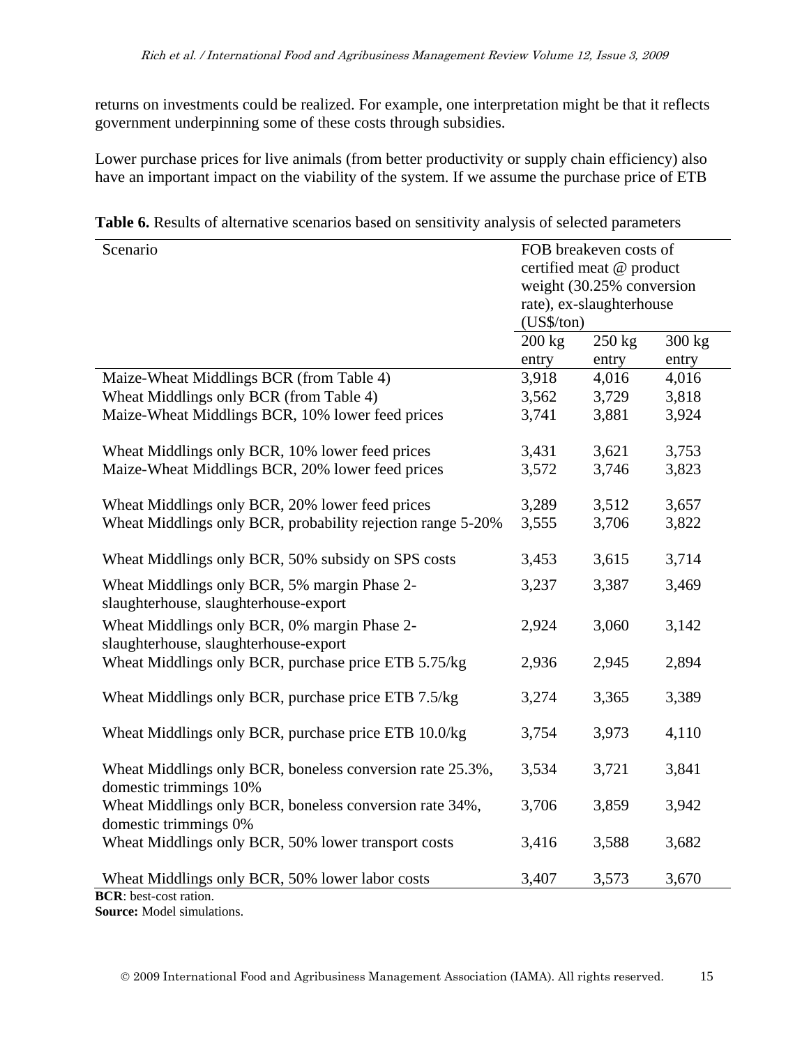returns on investments could be realized. For example, one interpretation might be that it reflects government underpinning some of these costs through subsidies.

Lower purchase prices for live animals (from better productivity or supply chain efficiency) also have an important impact on the viability of the system. If we assume the purchase price of ETB

**Table 6.** Results of alternative scenarios based on sensitivity analysis of selected parameters

| Scenario | FOB breakeven costs of certified meat @ product weight (30.25% conversion rate), ex-slaughterhouse (US$/ton) | | |
|---|---|---|---|
| | 200 kg entry | 250 kg entry | 300 kg entry |
| Maize-Wheat Middlings BCR (from Table 4) | 3,918 | 4,016 | 4,016 |
| Wheat Middlings only BCR (from Table 4) | 3,562 | 3,729 | 3,818 |
| Maize-Wheat Middlings BCR, 10% lower feed prices | 3,741 | 3,881 | 3,924 |
| Wheat Middlings only BCR, 10% lower feed prices | 3,431 | 3,621 | 3,753 |
| Maize-Wheat Middlings BCR, 20% lower feed prices | 3,572 | 3,746 | 3,823 |
| Wheat Middlings only BCR, 20% lower feed prices | 3,289 | 3,512 | 3,657 |
| Wheat Middlings only BCR, probability rejection range 5-20% | 3,555 | 3,706 | 3,822 |
| Wheat Middlings only BCR, 50% subsidy on SPS costs | 3,453 | 3,615 | 3,714 |
| Wheat Middlings only BCR, 5% margin Phase 2-slaughterhouse, slaughterhouse-export | 3,237 | 3,387 | 3,469 |
| Wheat Middlings only BCR, 0% margin Phase 2-slaughterhouse, slaughterhouse-export | 2,924 | 3,060 | 3,142 |
| Wheat Middlings only BCR, purchase price ETB 5.75/kg | 2,936 | 2,945 | 2,894 |
| Wheat Middlings only BCR, purchase price ETB 7.5/kg | 3,274 | 3,365 | 3,389 |
| Wheat Middlings only BCR, purchase price ETB 10.0/kg | 3,754 | 3,973 | 4,110 |
| Wheat Middlings only BCR, boneless conversion rate 25.3%, domestic trimmings 10% | 3,534 | 3,721 | 3,841 |
| Wheat Middlings only BCR, boneless conversion rate 34%, domestic trimmings 0% | 3,706 | 3,859 | 3,942 |
| Wheat Middlings only BCR, 50% lower transport costs | 3,416 | 3,588 | 3,682 |
| Wheat Middlings only BCR, 50% lower labor costs | 3,407 | 3,573 | 3,670 |

**BCR**: best-cost ration.
**Source:** Model simulations.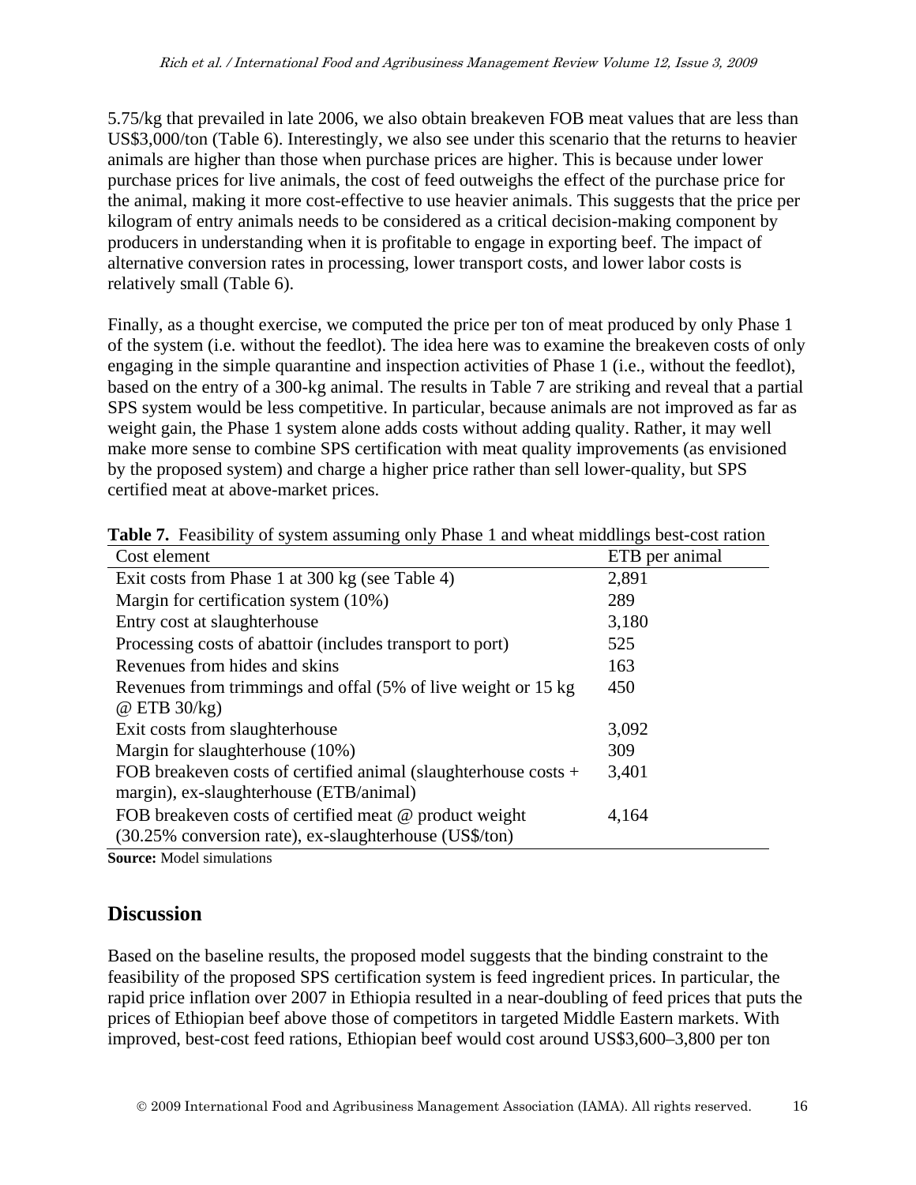5.75/kg that prevailed in late 2006, we also obtain breakeven FOB meat values that are less than US$3,000/ton (Table 6). Interestingly, we also see under this scenario that the returns to heavier animals are higher than those when purchase prices are higher. This is because under lower purchase prices for live animals, the cost of feed outweighs the effect of the purchase price for the animal, making it more cost-effective to use heavier animals. This suggests that the price per kilogram of entry animals needs to be considered as a critical decision-making component by producers in understanding when it is profitable to engage in exporting beef. The impact of alternative conversion rates in processing, lower transport costs, and lower labor costs is relatively small (Table 6).

Finally, as a thought exercise, we computed the price per ton of meat produced by only Phase 1 of the system (i.e. without the feedlot). The idea here was to examine the breakeven costs of only engaging in the simple quarantine and inspection activities of Phase 1 (i.e., without the feedlot), based on the entry of a 300-kg animal. The results in Table 7 are striking and reveal that a partial SPS system would be less competitive. In particular, because animals are not improved as far as weight gain, the Phase 1 system alone adds costs without adding quality. Rather, it may well make more sense to combine SPS certification with meat quality improvements (as envisioned by the proposed system) and charge a higher price rather than sell lower-quality, but SPS certified meat at above-market prices.

**Table 7.** Feasibility of system assuming only Phase 1 and wheat middlings best-cost ration

| Cost element | ETB per animal |
|---|---|
| Exit costs from Phase 1 at 300 kg (see Table 4) | 2,891 |
| Margin for certification system (10%) | 289 |
| Entry cost at slaughterhouse | 3,180 |
| Processing costs of abattoir (includes transport to port) | 525 |
| Revenues from hides and skins | 163 |
| Revenues from trimmings and offal (5% of live weight or 15 kg @ ETB 30/kg) | 450 |
| Exit costs from slaughterhouse | 3,092 |
| Margin for slaughterhouse (10%) | 309 |
| FOB breakeven costs of certified animal (slaughterhouse costs + margin), ex-slaughterhouse (ETB/animal) | 3,401 |
| FOB breakeven costs of certified meat @ product weight (30.25% conversion rate), ex-slaughterhouse (US$/ton) | 4,164 |

**Source:** Model simulations

## Discussion

Based on the baseline results, the proposed model suggests that the binding constraint to the feasibility of the proposed SPS certification system is feed ingredient prices. In particular, the rapid price inflation over 2007 in Ethiopia resulted in a near-doubling of feed prices that puts the prices of Ethiopian beef above those of competitors in targeted Middle Eastern markets. With improved, best-cost feed rations, Ethiopian beef would cost around US$3,600–3,800 per ton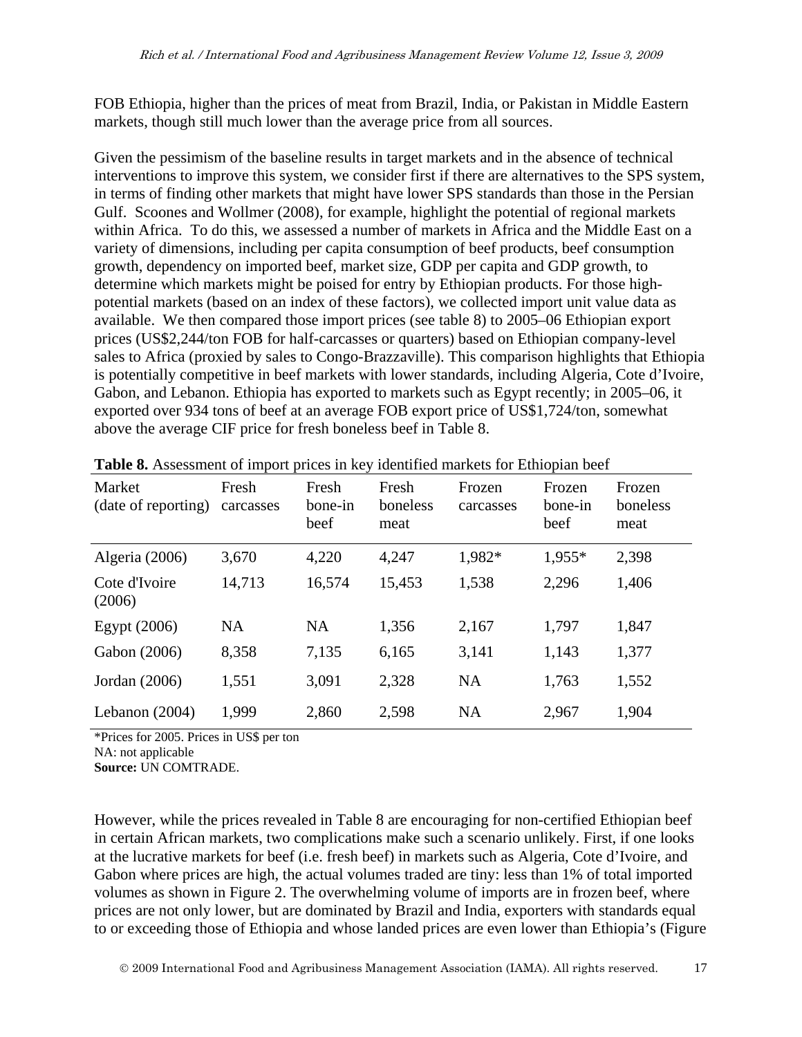FOB Ethiopia, higher than the prices of meat from Brazil, India, or Pakistan in Middle Eastern markets, though still much lower than the average price from all sources.

Given the pessimism of the baseline results in target markets and in the absence of technical interventions to improve this system, we consider first if there are alternatives to the SPS system, in terms of finding other markets that might have lower SPS standards than those in the Persian Gulf. Scoones and Wollmer (2008), for example, highlight the potential of regional markets within Africa. To do this, we assessed a number of markets in Africa and the Middle East on a variety of dimensions, including per capita consumption of beef products, beef consumption growth, dependency on imported beef, market size, GDP per capita and GDP growth, to determine which markets might be poised for entry by Ethiopian products. For those high-potential markets (based on an index of these factors), we collected import unit value data as available. We then compared those import prices (see table 8) to 2005–06 Ethiopian export prices (US$2,244/ton FOB for half-carcasses or quarters) based on Ethiopian company-level sales to Africa (proxied by sales to Congo-Brazzaville). This comparison highlights that Ethiopia is potentially competitive in beef markets with lower standards, including Algeria, Cote d'Ivoire, Gabon, and Lebanon. Ethiopia has exported to markets such as Egypt recently; in 2005–06, it exported over 934 tons of beef at an average FOB export price of US$1,724/ton, somewhat above the average CIF price for fresh boneless beef in Table 8.

**Table 8.** Assessment of import prices in key identified markets for Ethiopian beef

| Market (date of reporting) | Fresh carcasses | Fresh bone-in beef | Fresh boneless meat | Frozen carcasses | Frozen bone-in beef | Frozen boneless meat |
|---|---|---|---|---|---|---|
| Algeria (2006) | 3,670 | 4,220 | 4,247 | 1,982* | 1,955* | 2,398 |
| Cote d'Ivoire (2006) | 14,713 | 16,574 | 15,453 | 1,538 | 2,296 | 1,406 |
| Egypt (2006) | NA | NA | 1,356 | 2,167 | 1,797 | 1,847 |
| Gabon (2006) | 8,358 | 7,135 | 6,165 | 3,141 | 1,143 | 1,377 |
| Jordan (2006) | 1,551 | 3,091 | 2,328 | NA | 1,763 | 1,552 |
| Lebanon (2004) | 1,999 | 2,860 | 2,598 | NA | 2,967 | 1,904 |

*Prices for 2005. Prices in US$ per ton
NA: not applicable
**Source:** UN COMTRADE.

However, while the prices revealed in Table 8 are encouraging for non-certified Ethiopian beef in certain African markets, two complications make such a scenario unlikely. First, if one looks at the lucrative markets for beef (i.e. fresh beef) in markets such as Algeria, Cote d'Ivoire, and Gabon where prices are high, the actual volumes traded are tiny: less than 1% of total imported volumes as shown in Figure 2. The overwhelming volume of imports are in frozen beef, where prices are not only lower, but are dominated by Brazil and India, exporters with standards equal to or exceeding those of Ethiopia and whose landed prices are even lower than Ethiopia's (Figure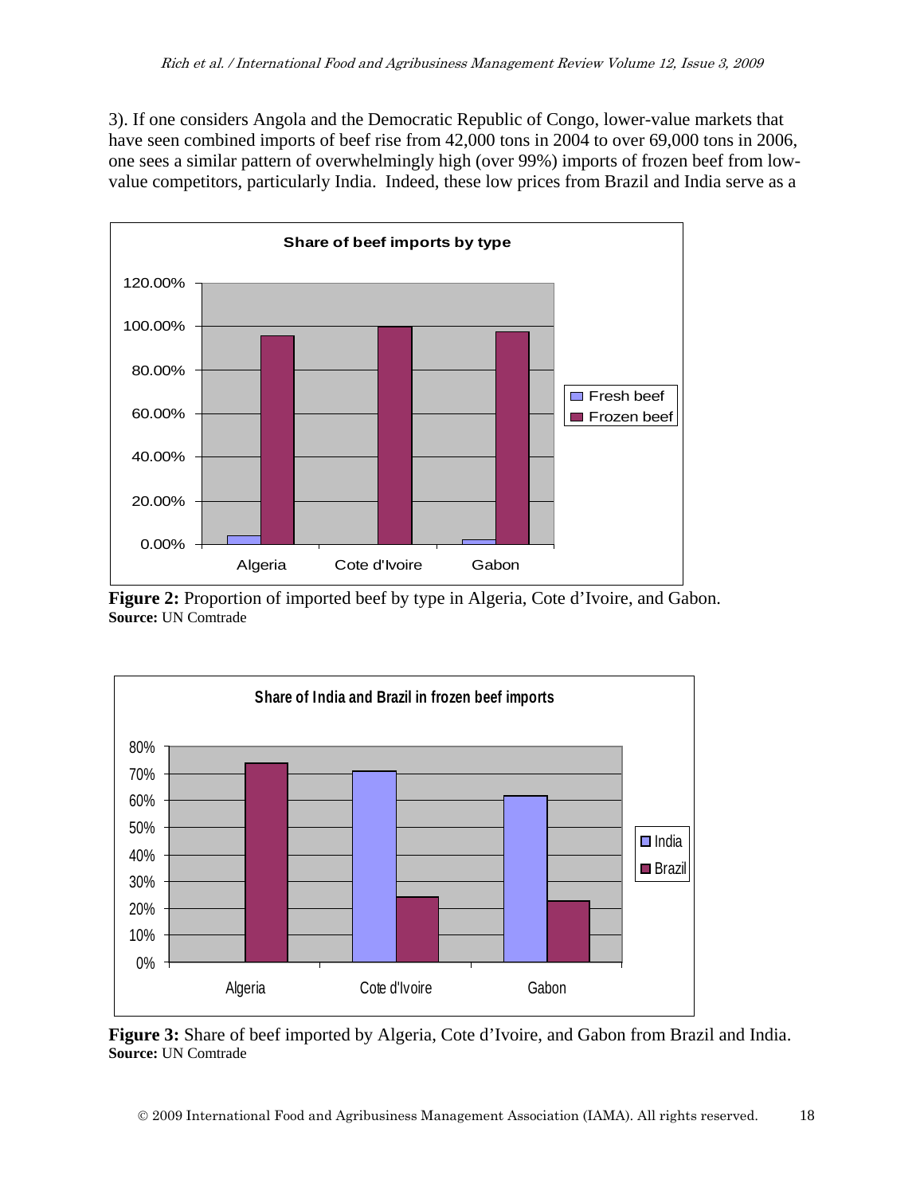3). If one considers Angola and the Democratic Republic of Congo, lower-value markets that have seen combined imports of beef rise from 42,000 tons in 2004 to over 69,000 tons in 2006, one sees a similar pattern of overwhelmingly high (over 99%) imports of frozen beef from low-value competitors, particularly India. Indeed, these low prices from Brazil and India serve as a

**Figure 2:** Proportion of imported beef by type in Algeria, Cote d'Ivoire, and Gabon.
**Source:** UN Comtrade

**Figure 3:** Share of beef imported by Algeria, Cote d'Ivoire, and Gabon from Brazil and India.
**Source:** UN Comtrade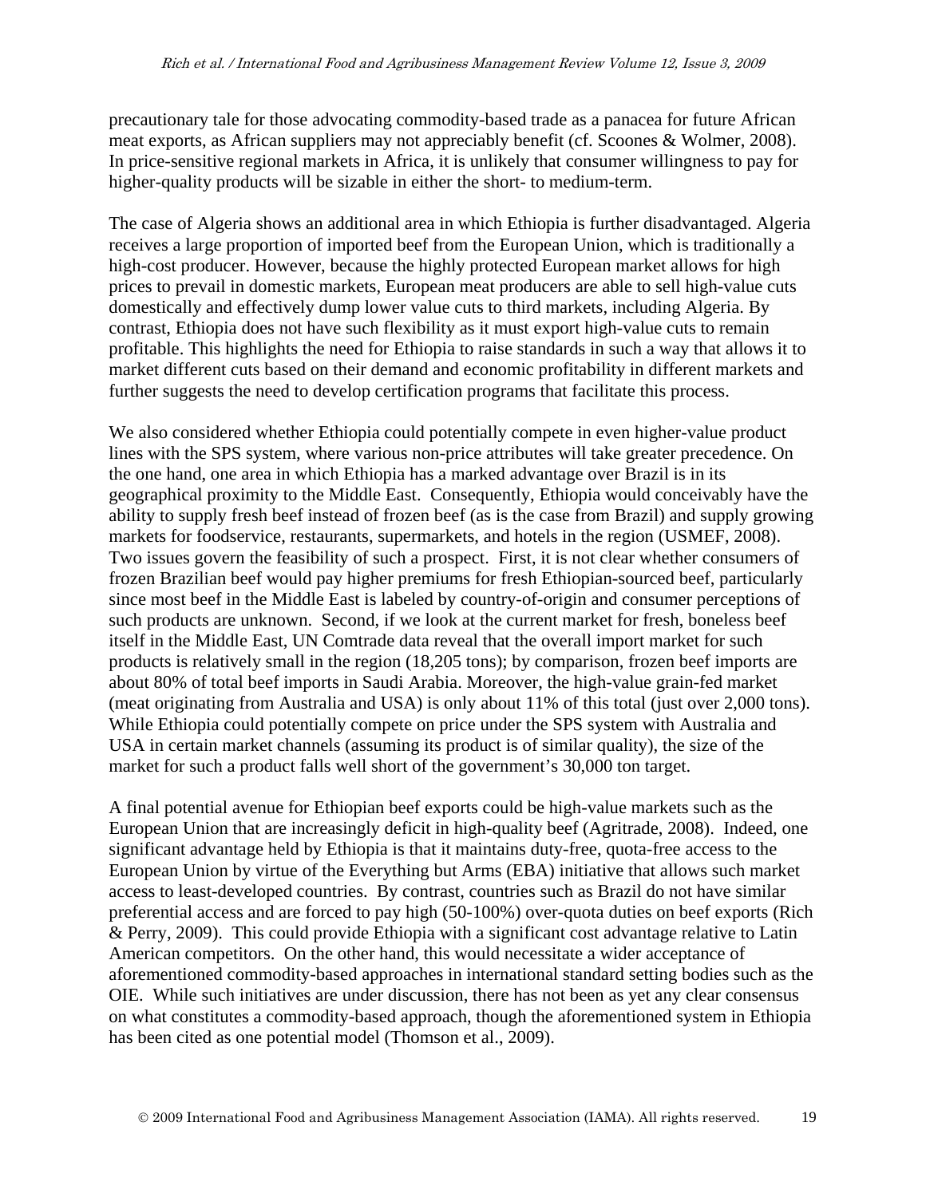precautionary tale for those advocating commodity-based trade as a panacea for future African meat exports, as African suppliers may not appreciably benefit (cf. Scoones & Wolmer, 2008). In price-sensitive regional markets in Africa, it is unlikely that consumer willingness to pay for higher-quality products will be sizable in either the short- to medium-term.

The case of Algeria shows an additional area in which Ethiopia is further disadvantaged. Algeria receives a large proportion of imported beef from the European Union, which is traditionally a high-cost producer. However, because the highly protected European market allows for high prices to prevail in domestic markets, European meat producers are able to sell high-value cuts domestically and effectively dump lower value cuts to third markets, including Algeria. By contrast, Ethiopia does not have such flexibility as it must export high-value cuts to remain profitable. This highlights the need for Ethiopia to raise standards in such a way that allows it to market different cuts based on their demand and economic profitability in different markets and further suggests the need to develop certification programs that facilitate this process.

We also considered whether Ethiopia could potentially compete in even higher-value product lines with the SPS system, where various non-price attributes will take greater precedence. On the one hand, one area in which Ethiopia has a marked advantage over Brazil is in its geographical proximity to the Middle East. Consequently, Ethiopia would conceivably have the ability to supply fresh beef instead of frozen beef (as is the case from Brazil) and supply growing markets for foodservice, restaurants, supermarkets, and hotels in the region (USMEF, 2008). Two issues govern the feasibility of such a prospect. First, it is not clear whether consumers of frozen Brazilian beef would pay higher premiums for fresh Ethiopian-sourced beef, particularly since most beef in the Middle East is labeled by country-of-origin and consumer perceptions of such products are unknown. Second, if we look at the current market for fresh, boneless beef itself in the Middle East, UN Comtrade data reveal that the overall import market for such products is relatively small in the region (18,205 tons); by comparison, frozen beef imports are about 80% of total beef imports in Saudi Arabia. Moreover, the high-value grain-fed market (meat originating from Australia and USA) is only about 11% of this total (just over 2,000 tons). While Ethiopia could potentially compete on price under the SPS system with Australia and USA in certain market channels (assuming its product is of similar quality), the size of the market for such a product falls well short of the government's 30,000 ton target.

A final potential avenue for Ethiopian beef exports could be high-value markets such as the European Union that are increasingly deficit in high-quality beef (Agritrade, 2008). Indeed, one significant advantage held by Ethiopia is that it maintains duty-free, quota-free access to the European Union by virtue of the Everything but Arms (EBA) initiative that allows such market access to least-developed countries. By contrast, countries such as Brazil do not have similar preferential access and are forced to pay high (50-100%) over-quota duties on beef exports (Rich & Perry, 2009). This could provide Ethiopia with a significant cost advantage relative to Latin American competitors. On the other hand, this would necessitate a wider acceptance of aforementioned commodity-based approaches in international standard setting bodies such as the OIE. While such initiatives are under discussion, there has not been as yet any clear consensus on what constitutes a commodity-based approach, though the aforementioned system in Ethiopia has been cited as one potential model (Thomson et al., 2009).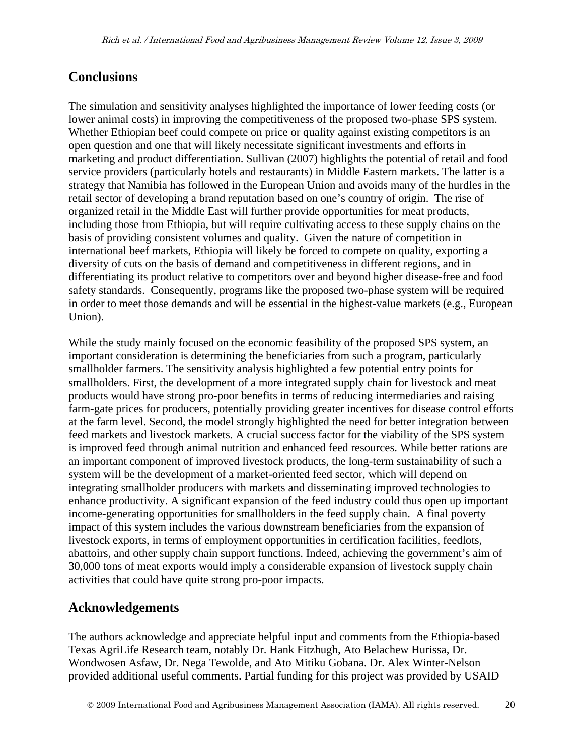## Conclusions

The simulation and sensitivity analyses highlighted the importance of lower feeding costs (or lower animal costs) in improving the competitiveness of the proposed two-phase SPS system. Whether Ethiopian beef could compete on price or quality against existing competitors is an open question and one that will likely necessitate significant investments and efforts in marketing and product differentiation. Sullivan (2007) highlights the potential of retail and food service providers (particularly hotels and restaurants) in Middle Eastern markets. The latter is a strategy that Namibia has followed in the European Union and avoids many of the hurdles in the retail sector of developing a brand reputation based on one's country of origin. The rise of organized retail in the Middle East will further provide opportunities for meat products, including those from Ethiopia, but will require cultivating access to these supply chains on the basis of providing consistent volumes and quality. Given the nature of competition in international beef markets, Ethiopia will likely be forced to compete on quality, exporting a diversity of cuts on the basis of demand and competitiveness in different regions, and in differentiating its product relative to competitors over and beyond higher disease-free and food safety standards. Consequently, programs like the proposed two-phase system will be required in order to meet those demands and will be essential in the highest-value markets (e.g., European Union).

While the study mainly focused on the economic feasibility of the proposed SPS system, an important consideration is determining the beneficiaries from such a program, particularly smallholder farmers. The sensitivity analysis highlighted a few potential entry points for smallholders. First, the development of a more integrated supply chain for livestock and meat products would have strong pro-poor benefits in terms of reducing intermediaries and raising farm-gate prices for producers, potentially providing greater incentives for disease control efforts at the farm level. Second, the model strongly highlighted the need for better integration between feed markets and livestock markets. A crucial success factor for the viability of the SPS system is improved feed through animal nutrition and enhanced feed resources. While better rations are an important component of improved livestock products, the long-term sustainability of such a system will be the development of a market-oriented feed sector, which will depend on integrating smallholder producers with markets and disseminating improved technologies to enhance productivity. A significant expansion of the feed industry could thus open up important income-generating opportunities for smallholders in the feed supply chain. A final poverty impact of this system includes the various downstream beneficiaries from the expansion of livestock exports, in terms of employment opportunities in certification facilities, feedlots, abattoirs, and other supply chain support functions. Indeed, achieving the government's aim of 30,000 tons of meat exports would imply a considerable expansion of livestock supply chain activities that could have quite strong pro-poor impacts.

## Acknowledgements

The authors acknowledge and appreciate helpful input and comments from the Ethiopia-based Texas AgriLife Research team, notably Dr. Hank Fitzhugh, Ato Belachew Hurissa, Dr. Wondwosen Asfaw, Dr. Nega Tewolde, and Ato Mitiku Gobana. Dr. Alex Winter-Nelson provided additional useful comments. Partial funding for this project was provided by USAID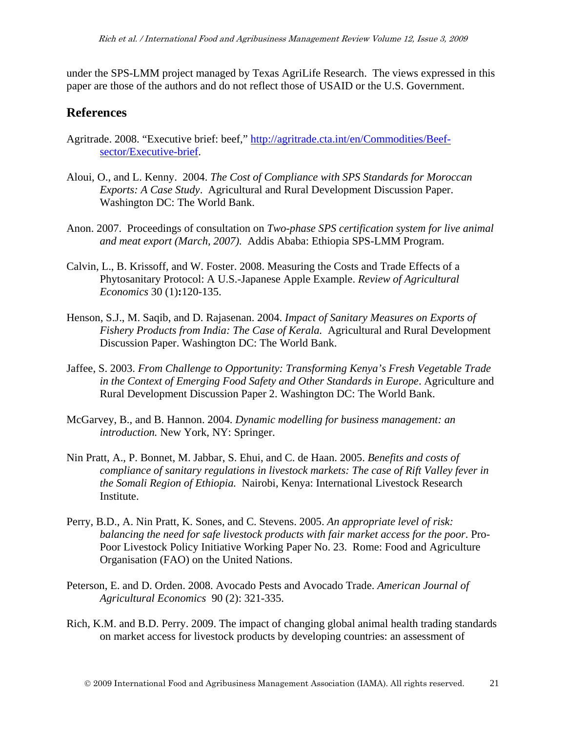under the SPS-LMM project managed by Texas AgriLife Research. The views expressed in this paper are those of the authors and do not reflect those of USAID or the U.S. Government.

## References

Agritrade. 2008. "Executive brief: beef," http://agritrade.cta.int/en/Commodities/Beef-sector/Executive-brief.

Aloui, O., and L. Kenny. 2004. *The Cost of Compliance with SPS Standards for Moroccan Exports: A Case Study*. Agricultural and Rural Development Discussion Paper. Washington DC: The World Bank.

Anon. 2007. Proceedings of consultation on *Two-phase SPS certification system for live animal and meat export (March, 2007).* Addis Ababa: Ethiopia SPS-LMM Program.

Calvin, L., B. Krissoff, and W. Foster. 2008. Measuring the Costs and Trade Effects of a Phytosanitary Protocol: A U.S.-Japanese Apple Example. *Review of Agricultural Economics* 30 (1)**:**120-135.

Henson, S.J., M. Saqib, and D. Rajasenan. 2004. *Impact of Sanitary Measures on Exports of Fishery Products from India: The Case of Kerala.* Agricultural and Rural Development Discussion Paper. Washington DC: The World Bank.

Jaffee, S. 2003. *From Challenge to Opportunity: Transforming Kenya's Fresh Vegetable Trade in the Context of Emerging Food Safety and Other Standards in Europe*. Agriculture and Rural Development Discussion Paper 2. Washington DC: The World Bank.

McGarvey, B., and B. Hannon. 2004. *Dynamic modelling for business management: an introduction.* New York, NY: Springer.

Nin Pratt, A., P. Bonnet, M. Jabbar, S. Ehui, and C. de Haan. 2005. *Benefits and costs of compliance of sanitary regulations in livestock markets: The case of Rift Valley fever in the Somali Region of Ethiopia.* Nairobi, Kenya: International Livestock Research Institute.

Perry, B.D., A. Nin Pratt, K. Sones, and C. Stevens. 2005. *An appropriate level of risk: balancing the need for safe livestock products with fair market access for the poor*. Pro-Poor Livestock Policy Initiative Working Paper No. 23. Rome: Food and Agriculture Organisation (FAO) on the United Nations.

Peterson, E. and D. Orden. 2008. Avocado Pests and Avocado Trade. *American Journal of Agricultural Economics* 90 (2): 321-335.

Rich, K.M. and B.D. Perry. 2009. The impact of changing global animal health trading standards on market access for livestock products by developing countries: an assessment of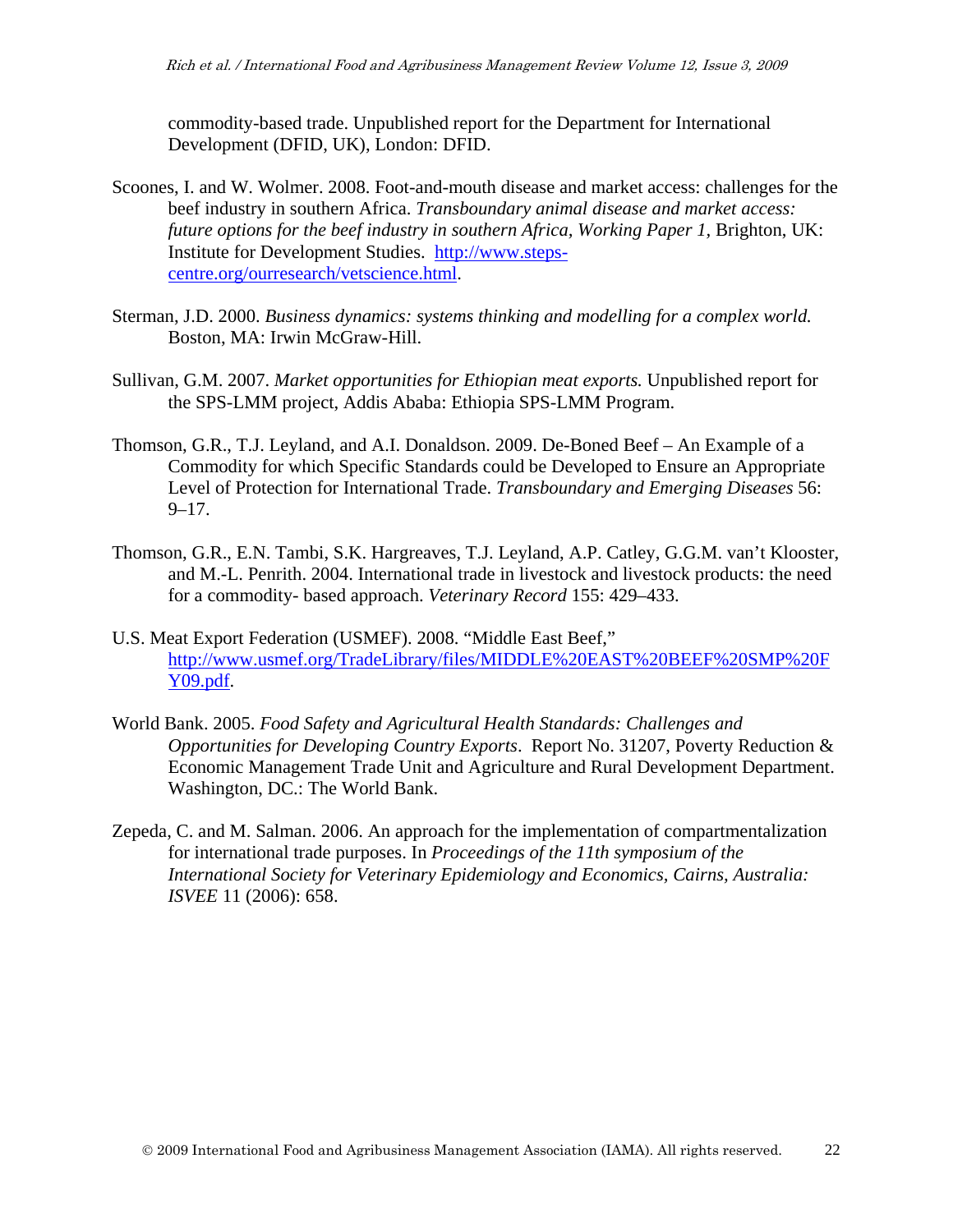commodity-based trade. Unpublished report for the Department for International Development (DFID, UK), London: DFID.

Scoones, I. and W. Wolmer. 2008. Foot-and-mouth disease and market access: challenges for the beef industry in southern Africa. *Transboundary animal disease and market access: future options for the beef industry in southern Africa, Working Paper 1*, Brighton, UK: Institute for Development Studies. http://www.steps-centre.org/ourresearch/vetscience.html.

Sterman, J.D. 2000. *Business dynamics: systems thinking and modelling for a complex world.* Boston, MA: Irwin McGraw-Hill.

Sullivan, G.M. 2007. *Market opportunities for Ethiopian meat exports.* Unpublished report for the SPS-LMM project, Addis Ababa: Ethiopia SPS-LMM Program.

Thomson, G.R., T.J. Leyland, and A.I. Donaldson. 2009. De-Boned Beef – An Example of a Commodity for which Specific Standards could be Developed to Ensure an Appropriate Level of Protection for International Trade. *Transboundary and Emerging Diseases* 56: 9–17.

Thomson, G.R., E.N. Tambi, S.K. Hargreaves, T.J. Leyland, A.P. Catley, G.G.M. van't Klooster, and M.-L. Penrith. 2004. International trade in livestock and livestock products: the need for a commodity- based approach. *Veterinary Record* 155: 429–433.

U.S. Meat Export Federation (USMEF). 2008. "Middle East Beef," http://www.usmef.org/TradeLibrary/files/MIDDLE%20EAST%20BEEF%20SMP%20FY09.pdf.

World Bank. 2005. *Food Safety and Agricultural Health Standards: Challenges and Opportunities for Developing Country Exports*. Report No. 31207, Poverty Reduction & Economic Management Trade Unit and Agriculture and Rural Development Department. Washington, DC.: The World Bank.

Zepeda, C. and M. Salman. 2006. An approach for the implementation of compartmentalization for international trade purposes. In *Proceedings of the 11th symposium of the International Society for Veterinary Epidemiology and Economics, Cairns, Australia: ISVEE* 11 (2006): 658.